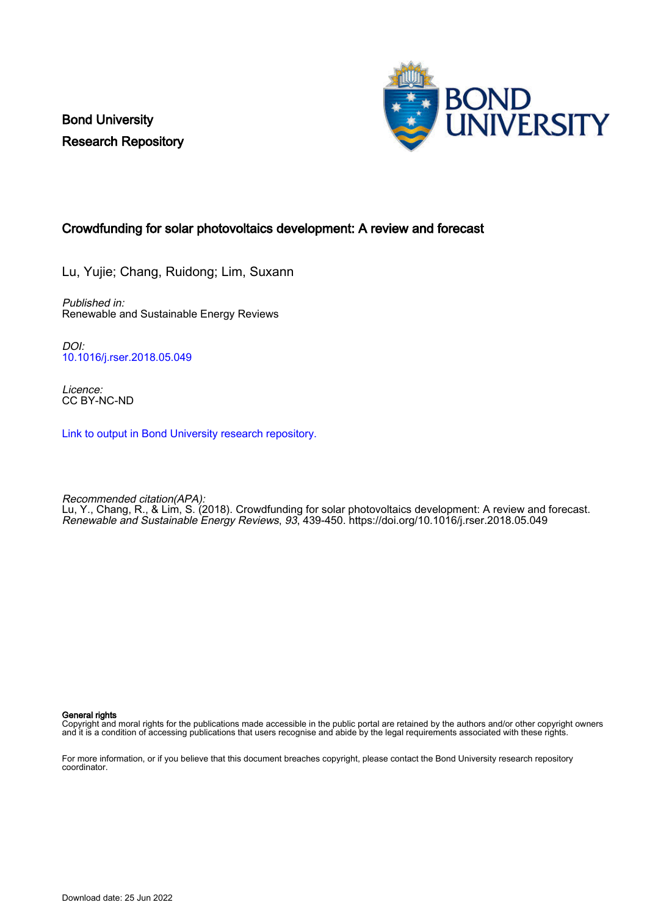Bond University
Research Repository

# Crowdfunding for solar photovoltaics development: A review and forecast

Lu, Yujie; Chang, Ruidong; Lim, Suxann

*Published in:*
Renewable and Sustainable Energy Reviews

*DOI:*
10.1016/j.rser.2018.05.049

*Licence:*
CC BY-NC-ND

Link to output in Bond University research repository.

*Recommended citation(APA):*
Lu, Y., Chang, R., & Lim, S. (2018). Crowdfunding for solar photovoltaics development: A review and forecast. *Renewable and Sustainable Energy Reviews*, *93*, 439-450. https://doi.org/10.1016/j.rser.2018.05.049

**General rights**
Copyright and moral rights for the publications made accessible in the public portal are retained by the authors and/or other copyright owners and it is a condition of accessing publications that users recognise and abide by the legal requirements associated with these rights.

For more information, or if you believe that this document breaches copyright, please contact the Bond University research repository coordinator.

Download date: 25 Jun 2022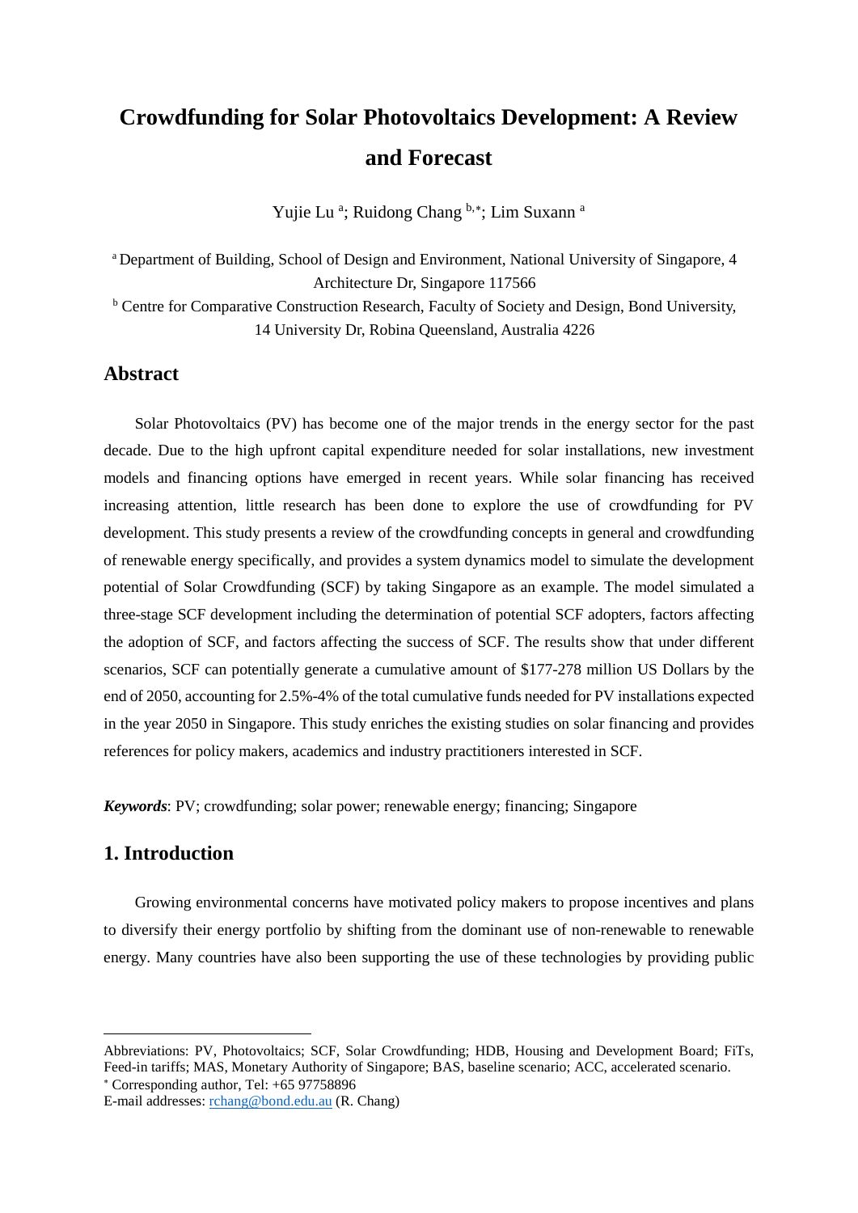# Crowdfunding for Solar Photovoltaics Development: A Review and Forecast

Yujie Lu [a]; Ruidong Chang [b,*]; Lim Suxann [a]

[a] Department of Building, School of Design and Environment, National University of Singapore, 4 Architecture Dr, Singapore 117566

[b] Centre for Comparative Construction Research, Faculty of Society and Design, Bond University, 14 University Dr, Robina Queensland, Australia 4226

## Abstract

Solar Photovoltaics (PV) has become one of the major trends in the energy sector for the past decade. Due to the high upfront capital expenditure needed for solar installations, new investment models and financing options have emerged in recent years. While solar financing has received increasing attention, little research has been done to explore the use of crowdfunding for PV development. This study presents a review of the crowdfunding concepts in general and crowdfunding of renewable energy specifically, and provides a system dynamics model to simulate the development potential of Solar Crowdfunding (SCF) by taking Singapore as an example. The model simulated a three-stage SCF development including the determination of potential SCF adopters, factors affecting the adoption of SCF, and factors affecting the success of SCF. The results show that under different scenarios, SCF can potentially generate a cumulative amount of $177-278 million US Dollars by the end of 2050, accounting for 2.5%-4% of the total cumulative funds needed for PV installations expected in the year 2050 in Singapore. This study enriches the existing studies on solar financing and provides references for policy makers, academics and industry practitioners interested in SCF.

***Keywords***: PV; crowdfunding; solar power; renewable energy; financing; Singapore

## 1. Introduction

Growing environmental concerns have motivated policy makers to propose incentives and plans to diversify their energy portfolio by shifting from the dominant use of non-renewable to renewable energy. Many countries have also been supporting the use of these technologies by providing public

---

Abbreviations: PV, Photovoltaics; SCF, Solar Crowdfunding; HDB, Housing and Development Board; FiTs, Feed-in tariffs; MAS, Monetary Authority of Singapore; BAS, baseline scenario; ACC, accelerated scenario.

[*] Corresponding author, Tel: +65 97758896

E-mail addresses: rchang@bond.edu.au (R. Chang)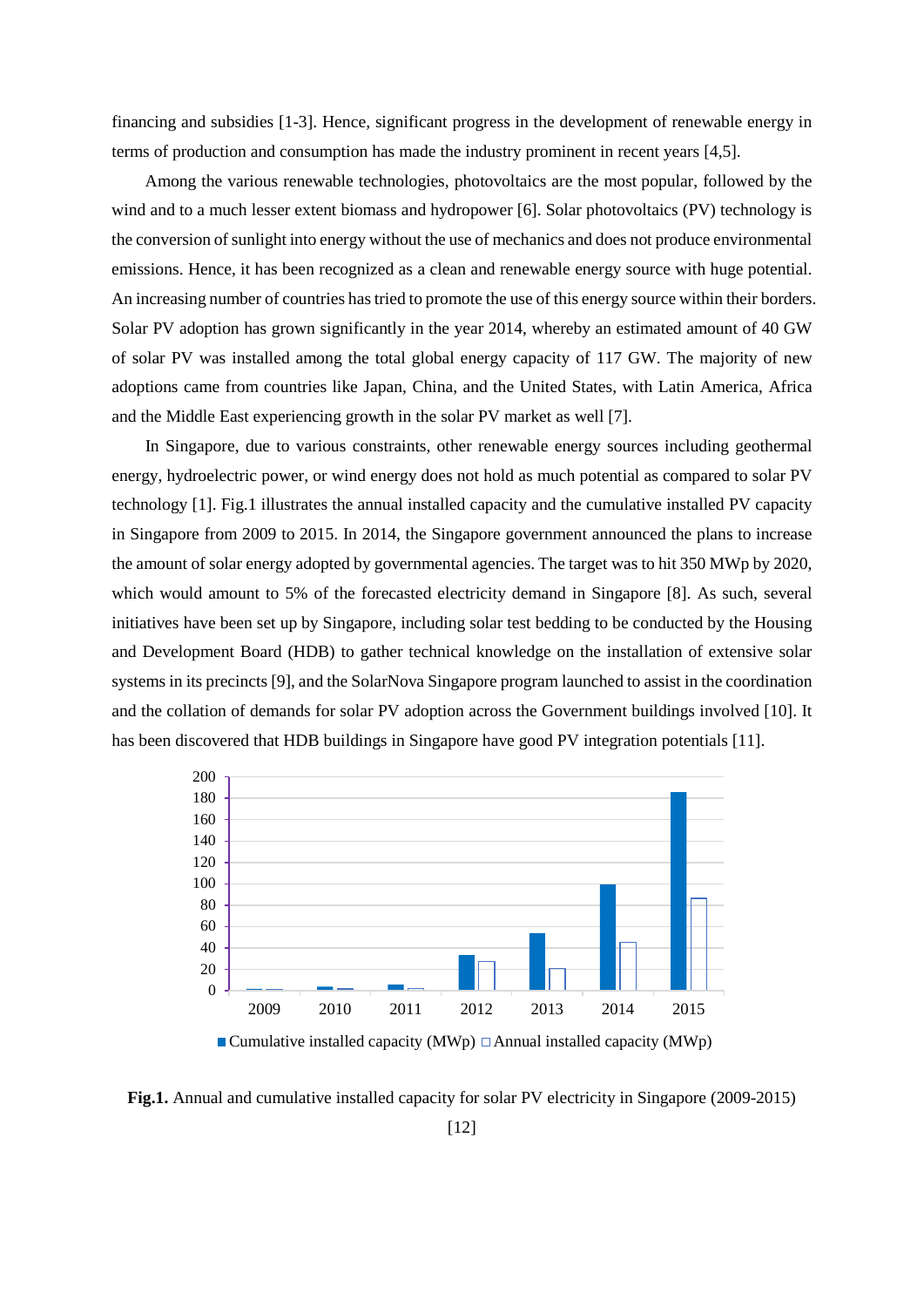financing and subsidies [1-3]. Hence, significant progress in the development of renewable energy in terms of production and consumption has made the industry prominent in recent years [4,5].

Among the various renewable technologies, photovoltaics are the most popular, followed by the wind and to a much lesser extent biomass and hydropower [6]. Solar photovoltaics (PV) technology is the conversion of sunlight into energy without the use of mechanics and does not produce environmental emissions. Hence, it has been recognized as a clean and renewable energy source with huge potential. An increasing number of countries has tried to promote the use of this energy source within their borders. Solar PV adoption has grown significantly in the year 2014, whereby an estimated amount of 40 GW of solar PV was installed among the total global energy capacity of 117 GW. The majority of new adoptions came from countries like Japan, China, and the United States, with Latin America, Africa and the Middle East experiencing growth in the solar PV market as well [7].

In Singapore, due to various constraints, other renewable energy sources including geothermal energy, hydroelectric power, or wind energy does not hold as much potential as compared to solar PV technology [1]. Fig.1 illustrates the annual installed capacity and the cumulative installed PV capacity in Singapore from 2009 to 2015. In 2014, the Singapore government announced the plans to increase the amount of solar energy adopted by governmental agencies. The target was to hit 350 MWp by 2020, which would amount to 5% of the forecasted electricity demand in Singapore [8]. As such, several initiatives have been set up by Singapore, including solar test bedding to be conducted by the Housing and Development Board (HDB) to gather technical knowledge on the installation of extensive solar systems in its precincts [9], and the SolarNova Singapore program launched to assist in the coordination and the collation of demands for solar PV adoption across the Government buildings involved [10]. It has been discovered that HDB buildings in Singapore have good PV integration potentials [11].

**Fig.1.** Annual and cumulative installed capacity for solar PV electricity in Singapore (2009-2015) [12]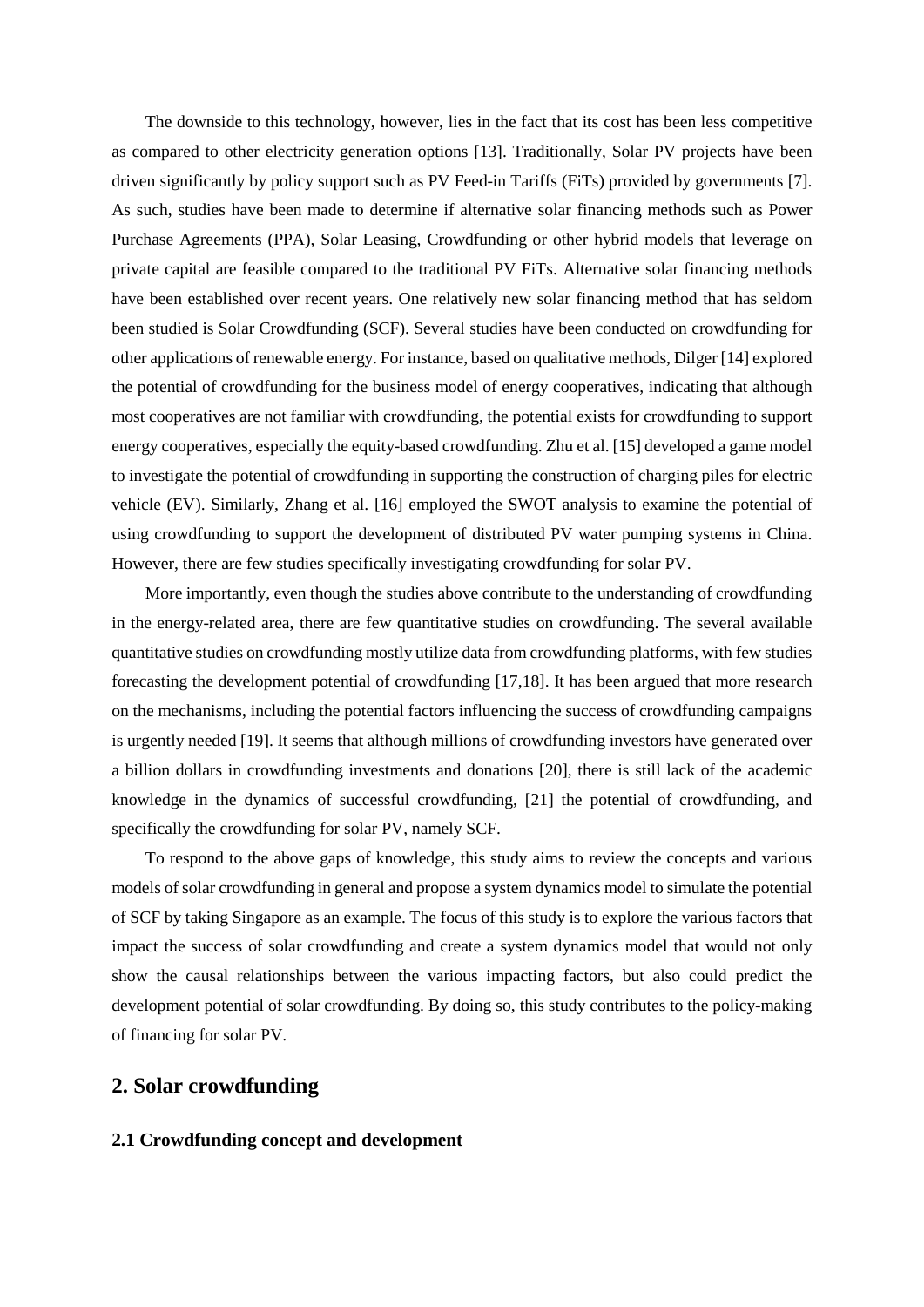The downside to this technology, however, lies in the fact that its cost has been less competitive as compared to other electricity generation options [13]. Traditionally, Solar PV projects have been driven significantly by policy support such as PV Feed-in Tariffs (FiTs) provided by governments [7]. As such, studies have been made to determine if alternative solar financing methods such as Power Purchase Agreements (PPA), Solar Leasing, Crowdfunding or other hybrid models that leverage on private capital are feasible compared to the traditional PV FiTs. Alternative solar financing methods have been established over recent years. One relatively new solar financing method that has seldom been studied is Solar Crowdfunding (SCF). Several studies have been conducted on crowdfunding for other applications of renewable energy. For instance, based on qualitative methods, Dilger [14] explored the potential of crowdfunding for the business model of energy cooperatives, indicating that although most cooperatives are not familiar with crowdfunding, the potential exists for crowdfunding to support energy cooperatives, especially the equity-based crowdfunding. Zhu et al. [15] developed a game model to investigate the potential of crowdfunding in supporting the construction of charging piles for electric vehicle (EV). Similarly, Zhang et al. [16] employed the SWOT analysis to examine the potential of using crowdfunding to support the development of distributed PV water pumping systems in China. However, there are few studies specifically investigating crowdfunding for solar PV.

More importantly, even though the studies above contribute to the understanding of crowdfunding in the energy-related area, there are few quantitative studies on crowdfunding. The several available quantitative studies on crowdfunding mostly utilize data from crowdfunding platforms, with few studies forecasting the development potential of crowdfunding [17,18]. It has been argued that more research on the mechanisms, including the potential factors influencing the success of crowdfunding campaigns is urgently needed [19]. It seems that although millions of crowdfunding investors have generated over a billion dollars in crowdfunding investments and donations [20], there is still lack of the academic knowledge in the dynamics of successful crowdfunding, [21] the potential of crowdfunding, and specifically the crowdfunding for solar PV, namely SCF.

To respond to the above gaps of knowledge, this study aims to review the concepts and various models of solar crowdfunding in general and propose a system dynamics model to simulate the potential of SCF by taking Singapore as an example. The focus of this study is to explore the various factors that impact the success of solar crowdfunding and create a system dynamics model that would not only show the causal relationships between the various impacting factors, but also could predict the development potential of solar crowdfunding. By doing so, this study contributes to the policy-making of financing for solar PV.

## 2. Solar crowdfunding

### 2.1 Crowdfunding concept and development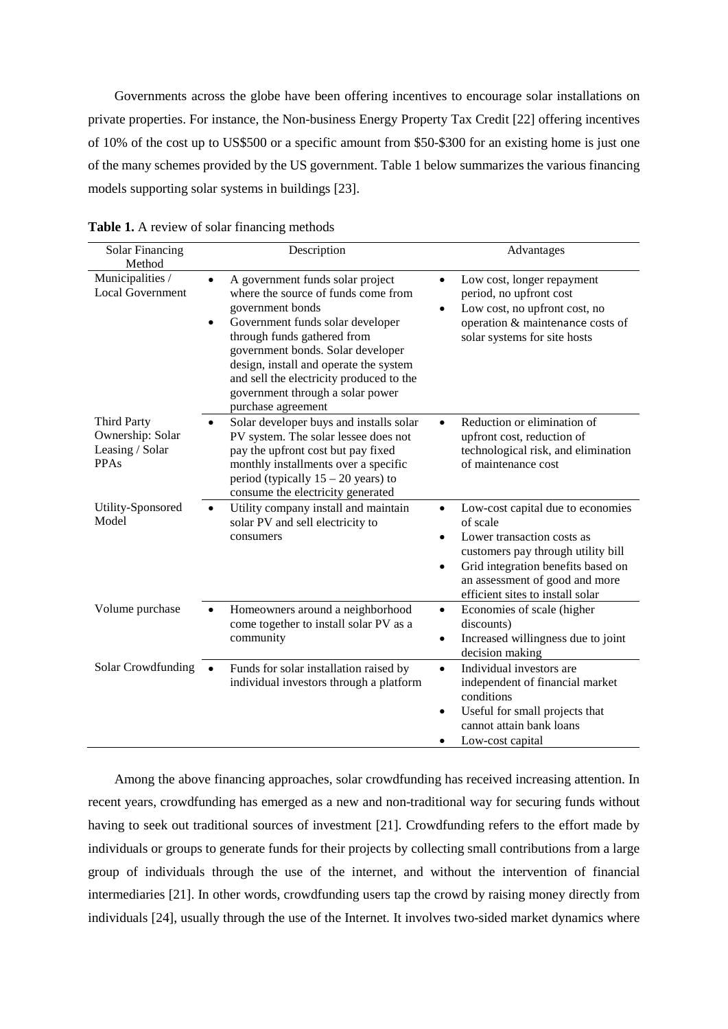Governments across the globe have been offering incentives to encourage solar installations on private properties. For instance, the Non-business Energy Property Tax Credit [22] offering incentives of 10% of the cost up to US$500 or a specific amount from $50-$300 for an existing home is just one of the many schemes provided by the US government. Table 1 below summarizes the various financing models supporting solar systems in buildings [23].

**Table 1.** A review of solar financing methods

| Solar Financing Method | Description | Advantages |
|---|---|---|
| Municipalities / Local Government | • A government funds solar project where the source of funds come from government bonds<br>• Government funds solar developer through funds gathered from government bonds. Solar developer design, install and operate the system and sell the electricity produced to the government through a solar power purchase agreement | • Low cost, longer repayment period, no upfront cost<br>• Low cost, no upfront cost, no operation & maintenance costs of solar systems for site hosts |
| Third Party Ownership: Solar Leasing / Solar PPAs | • Solar developer buys and installs solar PV system. The solar lessee does not pay the upfront cost but pay fixed monthly installments over a specific period (typically 15 – 20 years) to consume the electricity generated | • Reduction or elimination of upfront cost, reduction of technological risk, and elimination of maintenance cost |
| Utility-Sponsored Model | • Utility company install and maintain solar PV and sell electricity to consumers | • Low-cost capital due to economies of scale<br>• Lower transaction costs as customers pay through utility bill<br>• Grid integration benefits based on an assessment of good and more efficient sites to install solar |
| Volume purchase | • Homeowners around a neighborhood come together to install solar PV as a community | • Economies of scale (higher discounts)<br>• Increased willingness due to joint decision making |
| Solar Crowdfunding | • Funds for solar installation raised by individual investors through a platform | • Individual investors are independent of financial market conditions<br>• Useful for small projects that cannot attain bank loans<br>• Low-cost capital |

Among the above financing approaches, solar crowdfunding has received increasing attention. In recent years, crowdfunding has emerged as a new and non-traditional way for securing funds without having to seek out traditional sources of investment [21]. Crowdfunding refers to the effort made by individuals or groups to generate funds for their projects by collecting small contributions from a large group of individuals through the use of the internet, and without the intervention of financial intermediaries [21]. In other words, crowdfunding users tap the crowd by raising money directly from individuals [24], usually through the use of the Internet. It involves two-sided market dynamics where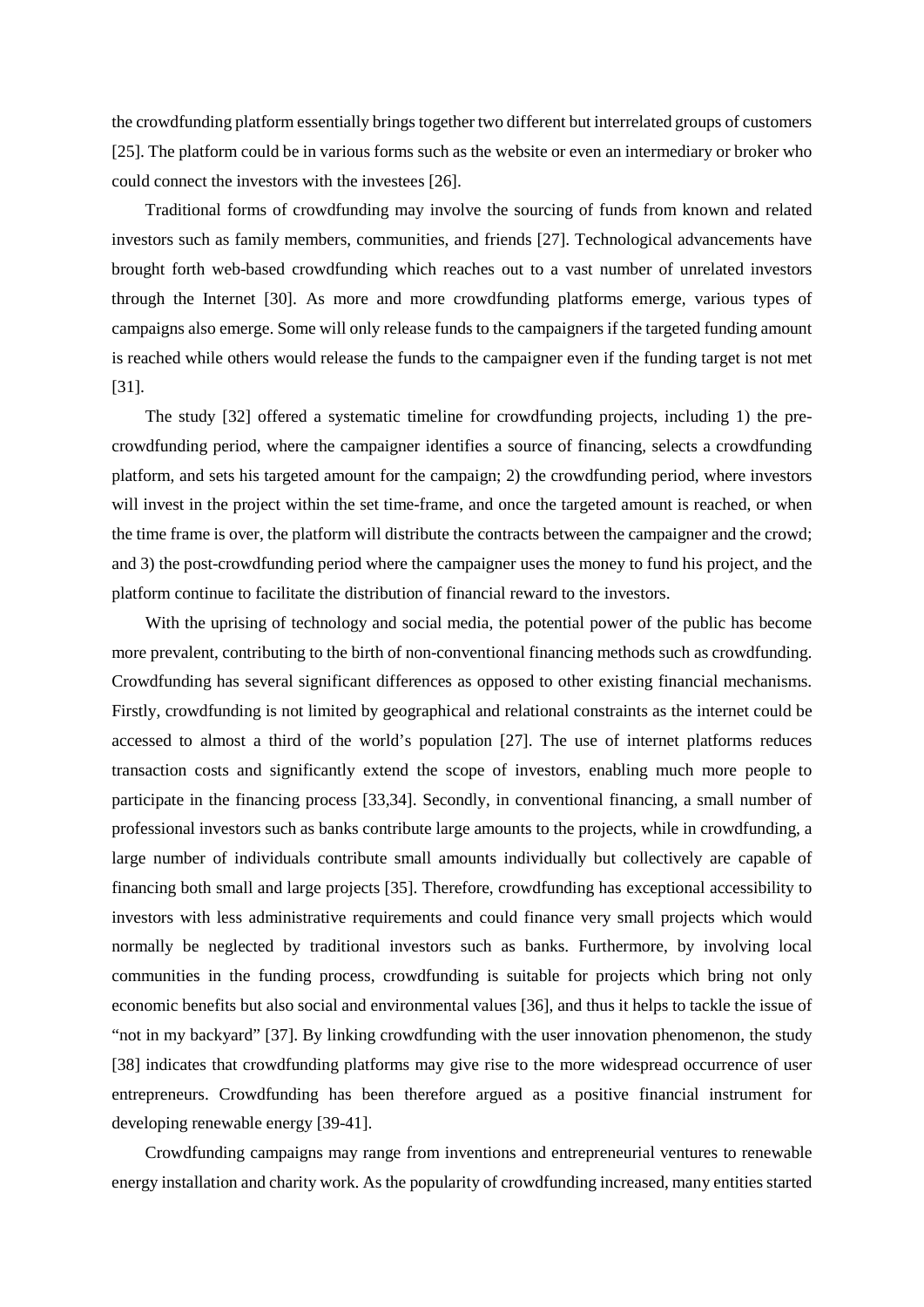the crowdfunding platform essentially brings together two different but interrelated groups of customers [25]. The platform could be in various forms such as the website or even an intermediary or broker who could connect the investors with the investees [26].

Traditional forms of crowdfunding may involve the sourcing of funds from known and related investors such as family members, communities, and friends [27]. Technological advancements have brought forth web-based crowdfunding which reaches out to a vast number of unrelated investors through the Internet [30]. As more and more crowdfunding platforms emerge, various types of campaigns also emerge. Some will only release funds to the campaigners if the targeted funding amount is reached while others would release the funds to the campaigner even if the funding target is not met [31].

The study [32] offered a systematic timeline for crowdfunding projects, including 1) the pre-crowdfunding period, where the campaigner identifies a source of financing, selects a crowdfunding platform, and sets his targeted amount for the campaign; 2) the crowdfunding period, where investors will invest in the project within the set time-frame, and once the targeted amount is reached, or when the time frame is over, the platform will distribute the contracts between the campaigner and the crowd; and 3) the post-crowdfunding period where the campaigner uses the money to fund his project, and the platform continue to facilitate the distribution of financial reward to the investors.

With the uprising of technology and social media, the potential power of the public has become more prevalent, contributing to the birth of non-conventional financing methods such as crowdfunding. Crowdfunding has several significant differences as opposed to other existing financial mechanisms. Firstly, crowdfunding is not limited by geographical and relational constraints as the internet could be accessed to almost a third of the world's population [27]. The use of internet platforms reduces transaction costs and significantly extend the scope of investors, enabling much more people to participate in the financing process [33,34]. Secondly, in conventional financing, a small number of professional investors such as banks contribute large amounts to the projects, while in crowdfunding, a large number of individuals contribute small amounts individually but collectively are capable of financing both small and large projects [35]. Therefore, crowdfunding has exceptional accessibility to investors with less administrative requirements and could finance very small projects which would normally be neglected by traditional investors such as banks. Furthermore, by involving local communities in the funding process, crowdfunding is suitable for projects which bring not only economic benefits but also social and environmental values [36], and thus it helps to tackle the issue of "not in my backyard" [37]. By linking crowdfunding with the user innovation phenomenon, the study [38] indicates that crowdfunding platforms may give rise to the more widespread occurrence of user entrepreneurs. Crowdfunding has been therefore argued as a positive financial instrument for developing renewable energy [39-41].

Crowdfunding campaigns may range from inventions and entrepreneurial ventures to renewable energy installation and charity work. As the popularity of crowdfunding increased, many entities started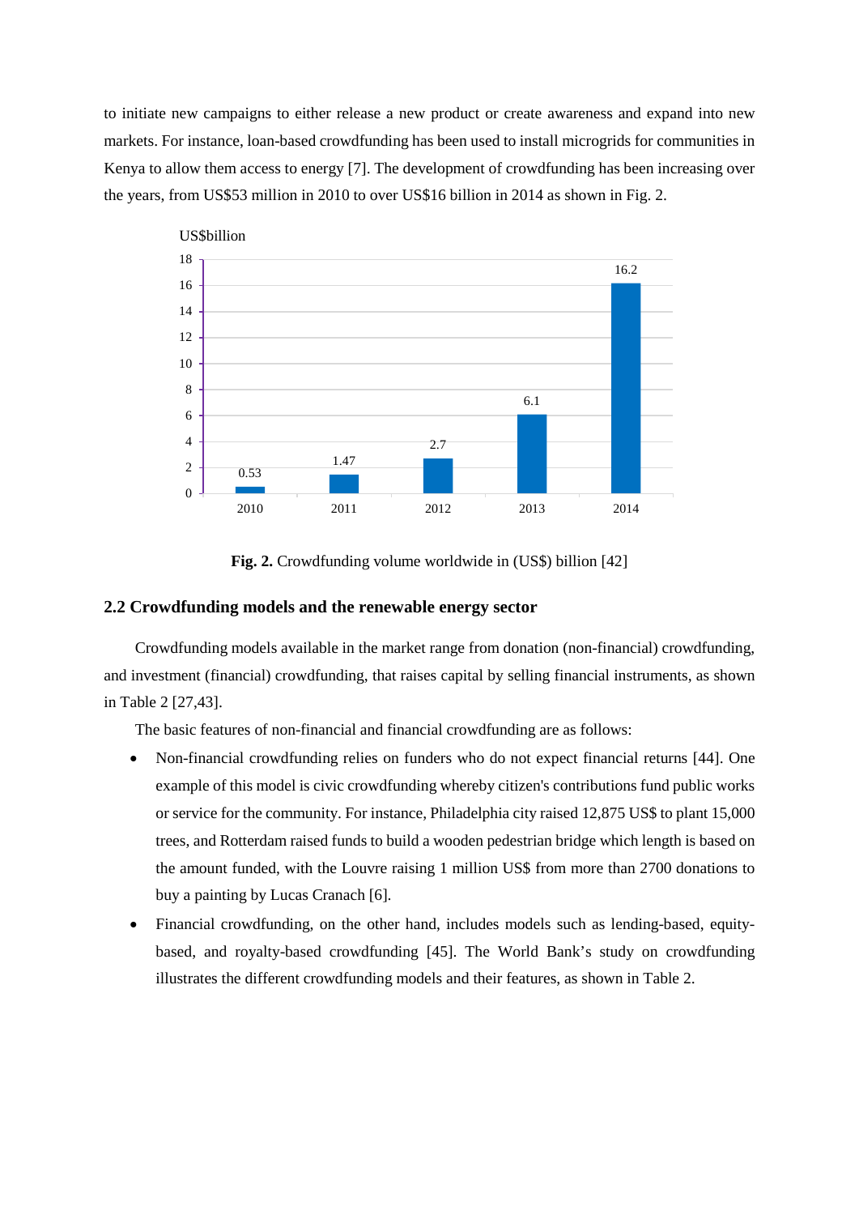to initiate new campaigns to either release a new product or create awareness and expand into new markets. For instance, loan-based crowdfunding has been used to install microgrids for communities in Kenya to allow them access to energy [7]. The development of crowdfunding has been increasing over the years, from US$53 million in 2010 to over US$16 billion in 2014 as shown in Fig. 2.

**Fig. 2.** Crowdfunding volume worldwide in (US$) billion [42]

## 2.2 Crowdfunding models and the renewable energy sector

Crowdfunding models available in the market range from donation (non-financial) crowdfunding, and investment (financial) crowdfunding, that raises capital by selling financial instruments, as shown in Table 2 [27,43].

The basic features of non-financial and financial crowdfunding are as follows:

- Non-financial crowdfunding relies on funders who do not expect financial returns [44]. One example of this model is civic crowdfunding whereby citizen's contributions fund public works or service for the community. For instance, Philadelphia city raised 12,875 US$ to plant 15,000 trees, and Rotterdam raised funds to build a wooden pedestrian bridge which length is based on the amount funded, with the Louvre raising 1 million US$ from more than 2700 donations to buy a painting by Lucas Cranach [6].
- Financial crowdfunding, on the other hand, includes models such as lending-based, equity-based, and royalty-based crowdfunding [45]. The World Bank's study on crowdfunding illustrates the different crowdfunding models and their features, as shown in Table 2.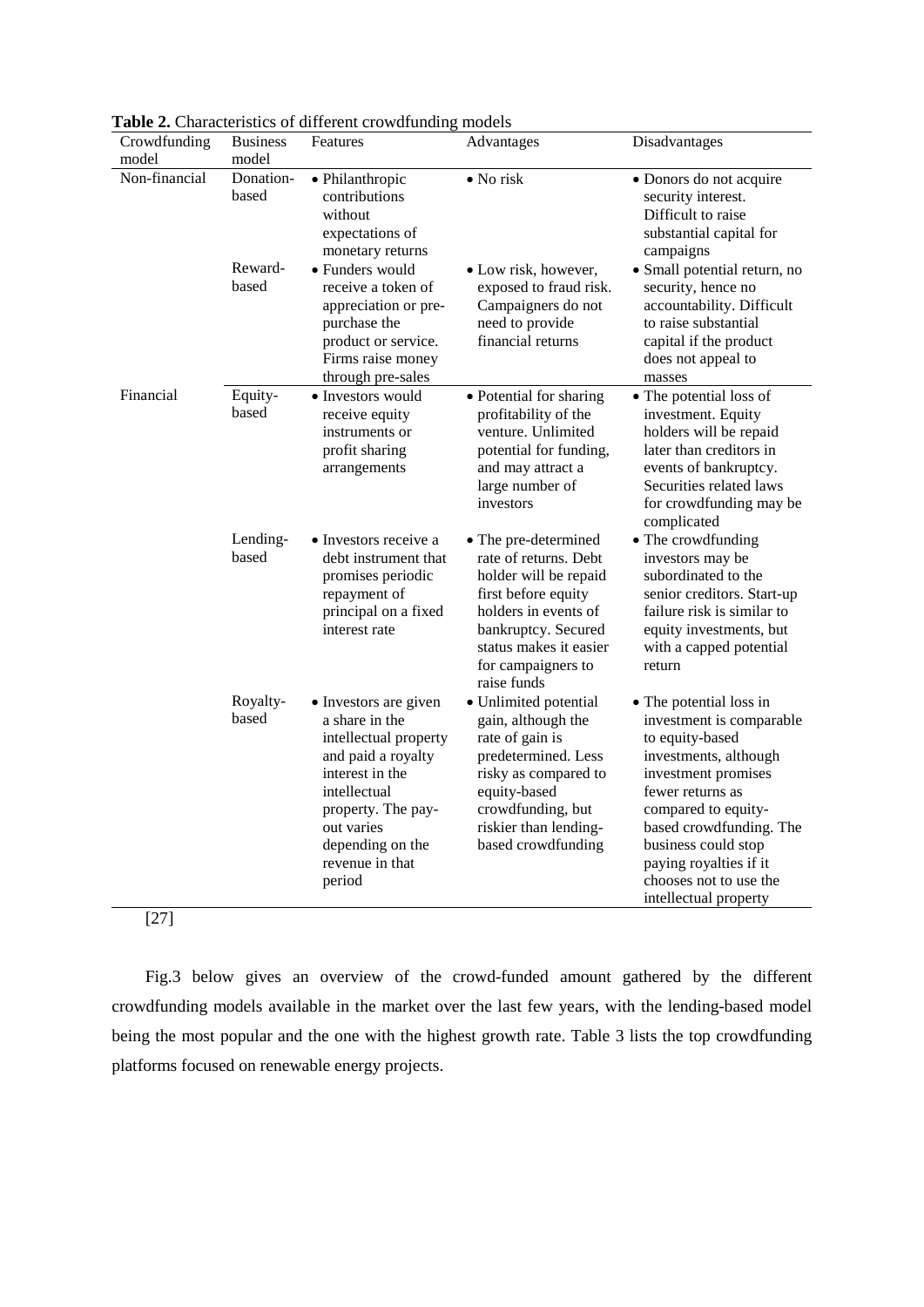**Table 2.** Characteristics of different crowdfunding models

| Crowdfunding model | Business model | Features | Advantages | Disadvantages |
|---|---|---|---|---|
| Non-financial | Donation-based | • Philanthropic contributions without expectations of monetary returns | • No risk | • Donors do not acquire security interest. Difficult to raise substantial capital for campaigns |
| | Reward-based | • Funders would receive a token of appreciation or pre-purchase the product or service. Firms raise money through pre-sales | • Low risk, however, exposed to fraud risk. Campaigners do not need to provide financial returns | • Small potential return, no security, hence no accountability. Difficult to raise substantial capital if the product does not appeal to masses |
| Financial | Equity-based | • Investors would receive equity instruments or profit sharing arrangements | • Potential for sharing profitability of the venture. Unlimited potential for funding, and may attract a large number of investors | • The potential loss of investment. Equity holders will be repaid later than creditors in events of bankruptcy. Securities related laws for crowdfunding may be complicated |
| | Lending-based | • Investors receive a debt instrument that promises periodic repayment of principal on a fixed interest rate | • The pre-determined rate of returns. Debt holder will be repaid first before equity holders in events of bankruptcy. Secured status makes it easier for campaigners to raise funds | • The crowdfunding investors may be subordinated to the senior creditors. Start-up failure risk is similar to equity investments, but with a capped potential return |
| | Royalty-based | • Investors are given a share in the intellectual property and paid a royalty interest in the intellectual property. The pay-out varies depending on the revenue in that period | • Unlimited potential gain, although the rate of gain is predetermined. Less risky as compared to equity-based crowdfunding, but riskier than lending-based crowdfunding | • The potential loss in investment is comparable to equity-based investments, although investment promises fewer returns as compared to equity-based crowdfunding. The business could stop paying royalties if it chooses not to use the intellectual property |

[27]

Fig.3 below gives an overview of the crowd-funded amount gathered by the different crowdfunding models available in the market over the last few years, with the lending-based model being the most popular and the one with the highest growth rate. Table 3 lists the top crowdfunding platforms focused on renewable energy projects.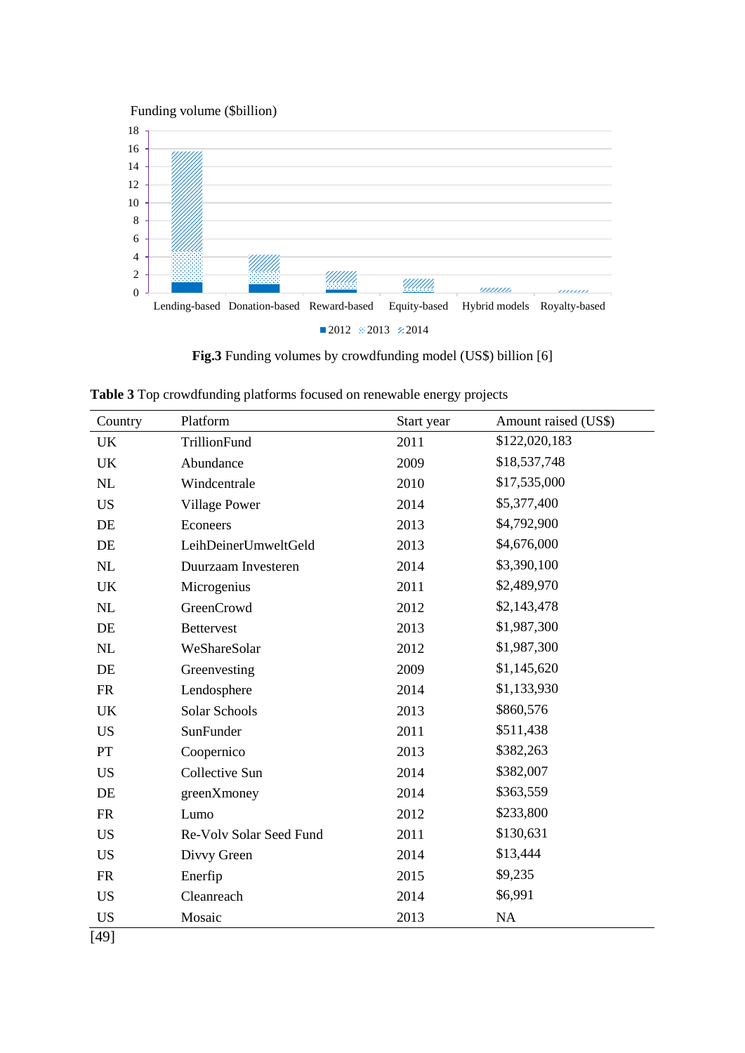Funding volume ($billion)

18
16
14
12
10
8
6
4
2
0

Lending-based Donation-based Reward-based Equity-based Hybrid models Royalty-based

■2012 2013 2014

**Fig.3** Funding volumes by crowdfunding model (US$) billion [6]

**Table 3** Top crowdfunding platforms focused on renewable energy projects

| Country | Platform | Start year | Amount raised (US$) |
|---|---|---|---|
| UK | TrillionFund | 2011 | $122,020,183 |
| UK | Abundance | 2009 | $18,537,748 |
| NL | Windcentrale | 2010 | $17,535,000 |
| US | Village Power | 2014 | $5,377,400 |
| DE | Econeers | 2013 | $4,792,900 |
| DE | LeihDeinerUmweltGeld | 2013 | $4,676,000 |
| NL | Duurzaam Investeren | 2014 | $3,390,100 |
| UK | Microgenius | 2011 | $2,489,970 |
| NL | GreenCrowd | 2012 | $2,143,478 |
| DE | Bettervest | 2013 | $1,987,300 |
| NL | WeShareSolar | 2012 | $1,987,300 |
| DE | Greenvesting | 2009 | $1,145,620 |
| FR | Lendosphere | 2014 | $1,133,930 |
| UK | Solar Schools | 2013 | $860,576 |
| US | SunFunder | 2011 | $511,438 |
| PT | Coopernico | 2013 | $382,263 |
| US | Collective Sun | 2014 | $382,007 |
| DE | greenXmoney | 2014 | $363,559 |
| FR | Lumo | 2012 | $233,800 |
| US | Re-Volv Solar Seed Fund | 2011 | $130,631 |
| US | Divvy Green | 2014 | $13,444 |
| FR | Enerfip | 2015 | $9,235 |
| US | Cleanreach | 2014 | $6,991 |
| US | Mosaic | 2013 | NA |

[49]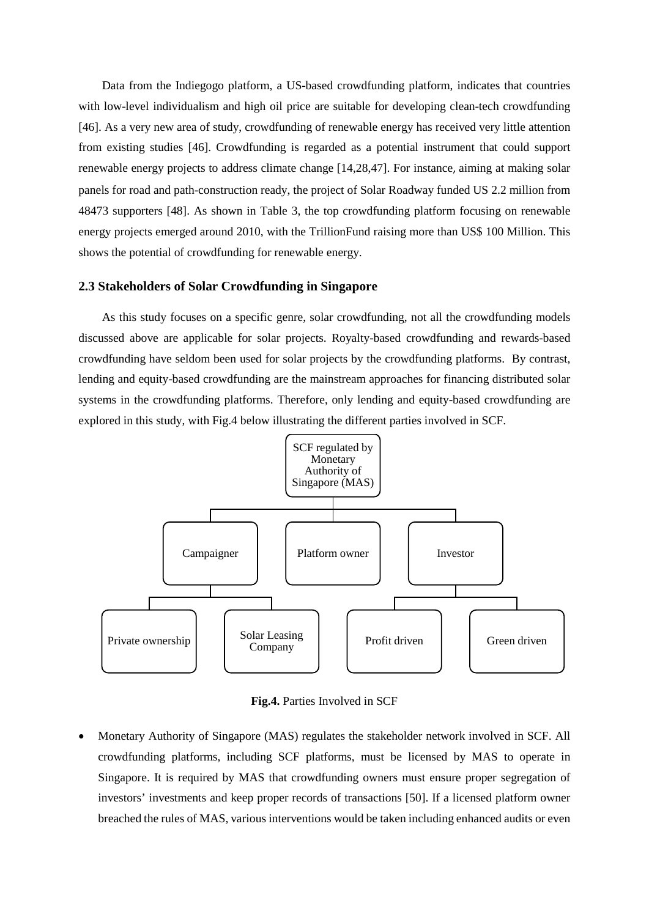Data from the Indiegogo platform, a US-based crowdfunding platform, indicates that countries with low-level individualism and high oil price are suitable for developing clean-tech crowdfunding [46]. As a very new area of study, crowdfunding of renewable energy has received very little attention from existing studies [46]. Crowdfunding is regarded as a potential instrument that could support renewable energy projects to address climate change [14,28,47]. For instance, aiming at making solar panels for road and path-construction ready, the project of Solar Roadway funded US 2.2 million from 48473 supporters [48]. As shown in Table 3, the top crowdfunding platform focusing on renewable energy projects emerged around 2010, with the TrillionFund raising more than US$ 100 Million. This shows the potential of crowdfunding for renewable energy.

### 2.3 Stakeholders of Solar Crowdfunding in Singapore

As this study focuses on a specific genre, solar crowdfunding, not all the crowdfunding models discussed above are applicable for solar projects. Royalty-based crowdfunding and rewards-based crowdfunding have seldom been used for solar projects by the crowdfunding platforms. By contrast, lending and equity-based crowdfunding are the mainstream approaches for financing distributed solar systems in the crowdfunding platforms. Therefore, only lending and equity-based crowdfunding are explored in this study, with Fig.4 below illustrating the different parties involved in SCF.

- SCF regulated by Monetary Authority of Singapore (MAS)
  - Campaigner
    - Private ownership
    - Solar Leasing Company
  - Platform owner
  - Investor
    - Profit driven
    - Green driven

**Fig.4.** Parties Involved in SCF

- Monetary Authority of Singapore (MAS) regulates the stakeholder network involved in SCF. All crowdfunding platforms, including SCF platforms, must be licensed by MAS to operate in Singapore. It is required by MAS that crowdfunding owners must ensure proper segregation of investors' investments and keep proper records of transactions [50]. If a licensed platform owner breached the rules of MAS, various interventions would be taken including enhanced audits or even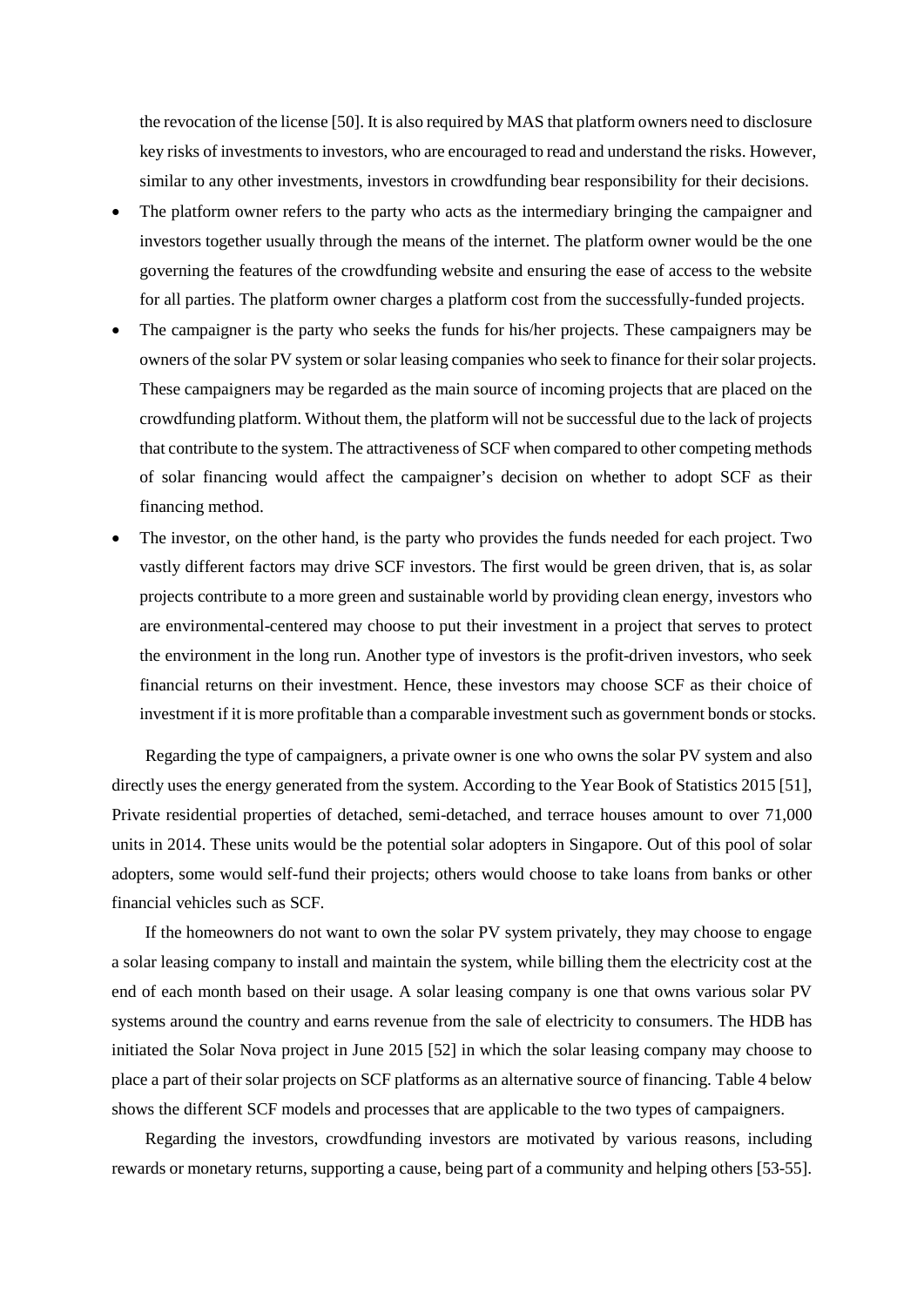the revocation of the license [50]. It is also required by MAS that platform owners need to disclosure key risks of investments to investors, who are encouraged to read and understand the risks. However, similar to any other investments, investors in crowdfunding bear responsibility for their decisions.

- The platform owner refers to the party who acts as the intermediary bringing the campaigner and investors together usually through the means of the internet. The platform owner would be the one governing the features of the crowdfunding website and ensuring the ease of access to the website for all parties. The platform owner charges a platform cost from the successfully-funded projects.
- The campaigner is the party who seeks the funds for his/her projects. These campaigners may be owners of the solar PV system or solar leasing companies who seek to finance for their solar projects. These campaigners may be regarded as the main source of incoming projects that are placed on the crowdfunding platform. Without them, the platform will not be successful due to the lack of projects that contribute to the system. The attractiveness of SCF when compared to other competing methods of solar financing would affect the campaigner's decision on whether to adopt SCF as their financing method.
- The investor, on the other hand, is the party who provides the funds needed for each project. Two vastly different factors may drive SCF investors. The first would be green driven, that is, as solar projects contribute to a more green and sustainable world by providing clean energy, investors who are environmental-centered may choose to put their investment in a project that serves to protect the environment in the long run. Another type of investors is the profit-driven investors, who seek financial returns on their investment. Hence, these investors may choose SCF as their choice of investment if it is more profitable than a comparable investment such as government bonds or stocks.

Regarding the type of campaigners, a private owner is one who owns the solar PV system and also directly uses the energy generated from the system. According to the Year Book of Statistics 2015 [51], Private residential properties of detached, semi-detached, and terrace houses amount to over 71,000 units in 2014. These units would be the potential solar adopters in Singapore. Out of this pool of solar adopters, some would self-fund their projects; others would choose to take loans from banks or other financial vehicles such as SCF.

If the homeowners do not want to own the solar PV system privately, they may choose to engage a solar leasing company to install and maintain the system, while billing them the electricity cost at the end of each month based on their usage. A solar leasing company is one that owns various solar PV systems around the country and earns revenue from the sale of electricity to consumers. The HDB has initiated the Solar Nova project in June 2015 [52] in which the solar leasing company may choose to place a part of their solar projects on SCF platforms as an alternative source of financing. Table 4 below shows the different SCF models and processes that are applicable to the two types of campaigners.

Regarding the investors, crowdfunding investors are motivated by various reasons, including rewards or monetary returns, supporting a cause, being part of a community and helping others [53-55].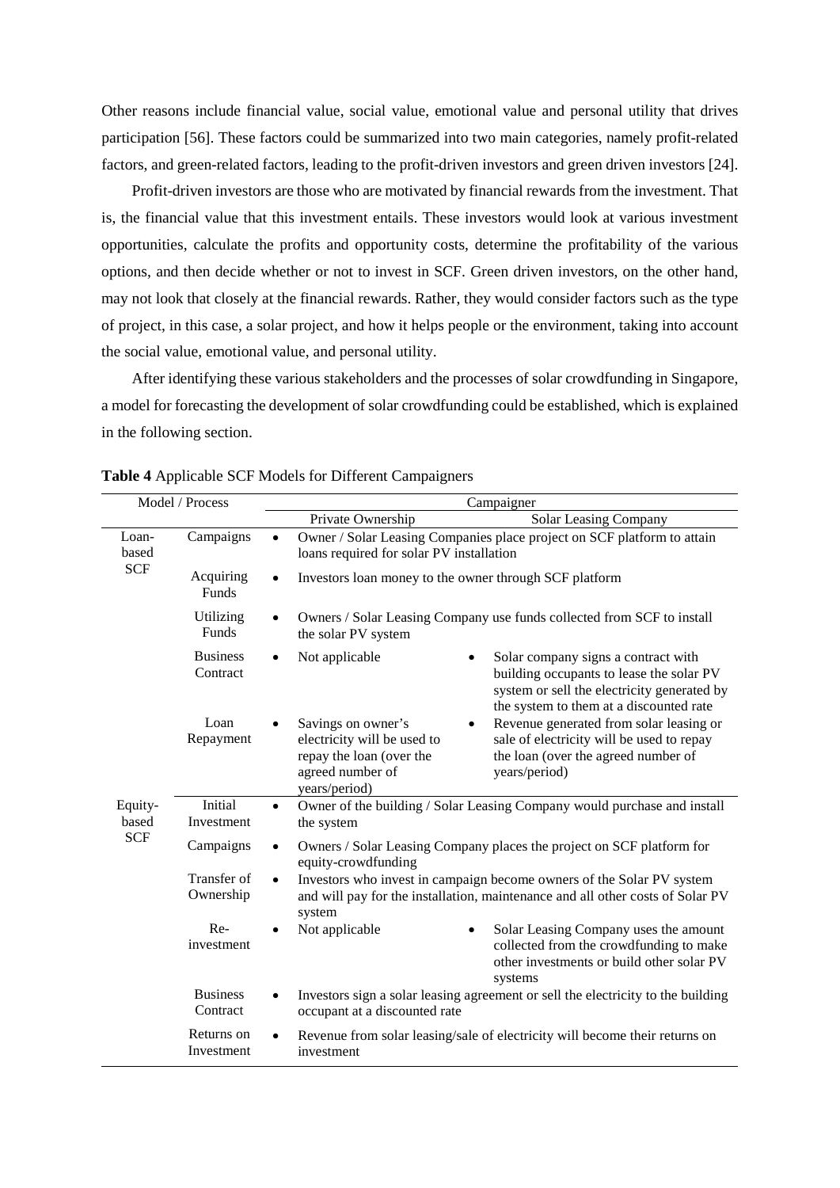Other reasons include financial value, social value, emotional value and personal utility that drives participation [56]. These factors could be summarized into two main categories, namely profit-related factors, and green-related factors, leading to the profit-driven investors and green driven investors [24].

Profit-driven investors are those who are motivated by financial rewards from the investment. That is, the financial value that this investment entails. These investors would look at various investment opportunities, calculate the profits and opportunity costs, determine the profitability of the various options, and then decide whether or not to invest in SCF. Green driven investors, on the other hand, may not look that closely at the financial rewards. Rather, they would consider factors such as the type of project, in this case, a solar project, and how it helps people or the environment, taking into account the social value, emotional value, and personal utility.

After identifying these various stakeholders and the processes of solar crowdfunding in Singapore, a model for forecasting the development of solar crowdfunding could be established, which is explained in the following section.

**Table 4** Applicable SCF Models for Different Campaigners

| Model / Process | | Campaigner | |
|---|---|---|---|
| | | Private Ownership | Solar Leasing Company |
| Loan-based SCF | Campaigns | • Owner / Solar Leasing Companies place project on SCF platform to attain loans required for solar PV installation | |
| | Acquiring Funds | • Investors loan money to the owner through SCF platform | |
| | Utilizing Funds | • Owners / Solar Leasing Company use funds collected from SCF to install the solar PV system | |
| | Business Contract | • Not applicable | • Solar company signs a contract with building occupants to lease the solar PV system or sell the electricity generated by the system to them at a discounted rate |
| | Loan Repayment | • Savings on owner's electricity will be used to repay the loan (over the agreed number of years/period) | • Revenue generated from solar leasing or sale of electricity will be used to repay the loan (over the agreed number of years/period) |
| Equity-based SCF | Initial Investment | • Owner of the building / Solar Leasing Company would purchase and install the system | |
| | Campaigns | • Owners / Solar Leasing Company places the project on SCF platform for equity-crowdfunding | |
| | Transfer of Ownership | • Investors who invest in campaign become owners of the Solar PV system and will pay for the installation, maintenance and all other costs of Solar PV system | |
| | Re-investment | • Not applicable | • Solar Leasing Company uses the amount collected from the crowdfunding to make other investments or build other solar PV systems |
| | Business Contract | • Investors sign a solar leasing agreement or sell the electricity to the building occupant at a discounted rate | |
| | Returns on Investment | • Revenue from solar leasing/sale of electricity will become their returns on investment | |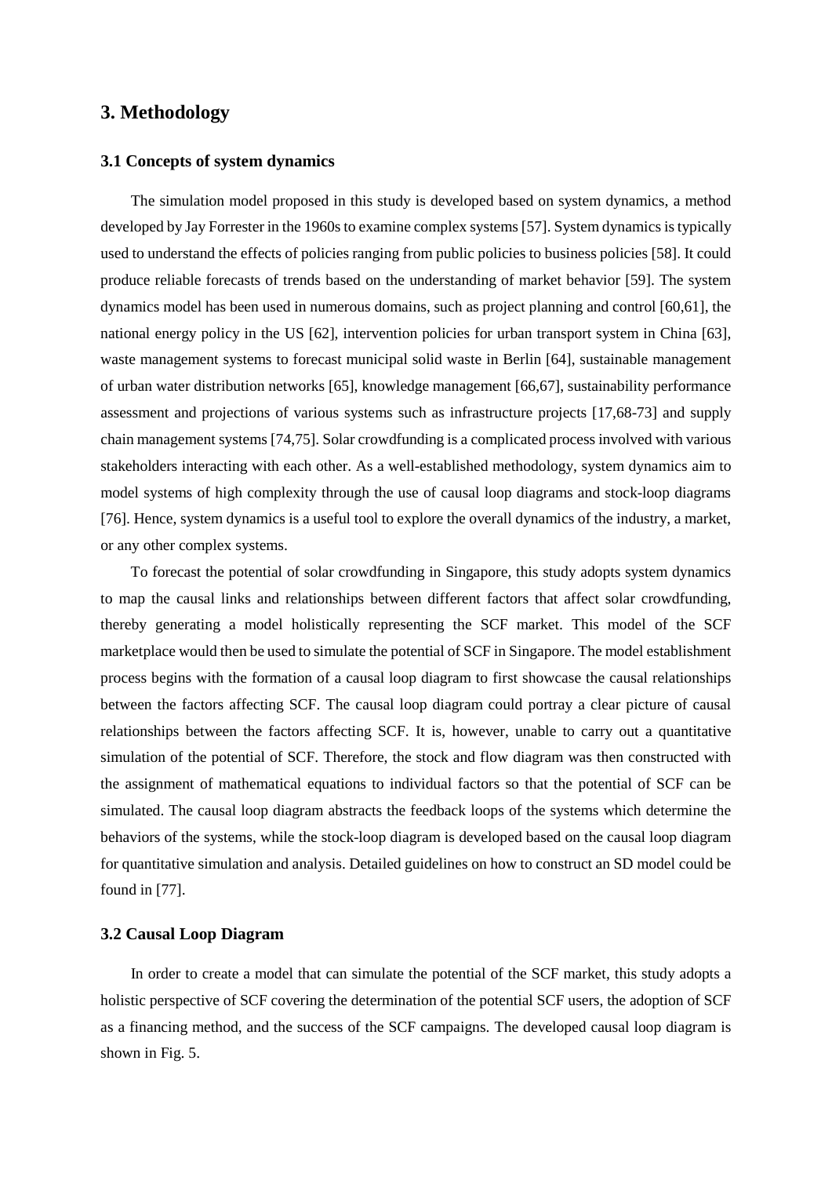# 3. Methodology

## 3.1 Concepts of system dynamics

The simulation model proposed in this study is developed based on system dynamics, a method developed by Jay Forrester in the 1960s to examine complex systems [57]. System dynamics is typically used to understand the effects of policies ranging from public policies to business policies [58]. It could produce reliable forecasts of trends based on the understanding of market behavior [59]. The system dynamics model has been used in numerous domains, such as project planning and control [60,61], the national energy policy in the US [62], intervention policies for urban transport system in China [63], waste management systems to forecast municipal solid waste in Berlin [64], sustainable management of urban water distribution networks [65], knowledge management [66,67], sustainability performance assessment and projections of various systems such as infrastructure projects [17,68-73] and supply chain management systems [74,75]. Solar crowdfunding is a complicated process involved with various stakeholders interacting with each other. As a well-established methodology, system dynamics aim to model systems of high complexity through the use of causal loop diagrams and stock-loop diagrams [76]. Hence, system dynamics is a useful tool to explore the overall dynamics of the industry, a market, or any other complex systems.

To forecast the potential of solar crowdfunding in Singapore, this study adopts system dynamics to map the causal links and relationships between different factors that affect solar crowdfunding, thereby generating a model holistically representing the SCF market. This model of the SCF marketplace would then be used to simulate the potential of SCF in Singapore. The model establishment process begins with the formation of a causal loop diagram to first showcase the causal relationships between the factors affecting SCF. The causal loop diagram could portray a clear picture of causal relationships between the factors affecting SCF. It is, however, unable to carry out a quantitative simulation of the potential of SCF. Therefore, the stock and flow diagram was then constructed with the assignment of mathematical equations to individual factors so that the potential of SCF can be simulated. The causal loop diagram abstracts the feedback loops of the systems which determine the behaviors of the systems, while the stock-loop diagram is developed based on the causal loop diagram for quantitative simulation and analysis. Detailed guidelines on how to construct an SD model could be found in [77].

## 3.2 Causal Loop Diagram

In order to create a model that can simulate the potential of the SCF market, this study adopts a holistic perspective of SCF covering the determination of the potential SCF users, the adoption of SCF as a financing method, and the success of the SCF campaigns. The developed causal loop diagram is shown in Fig. 5.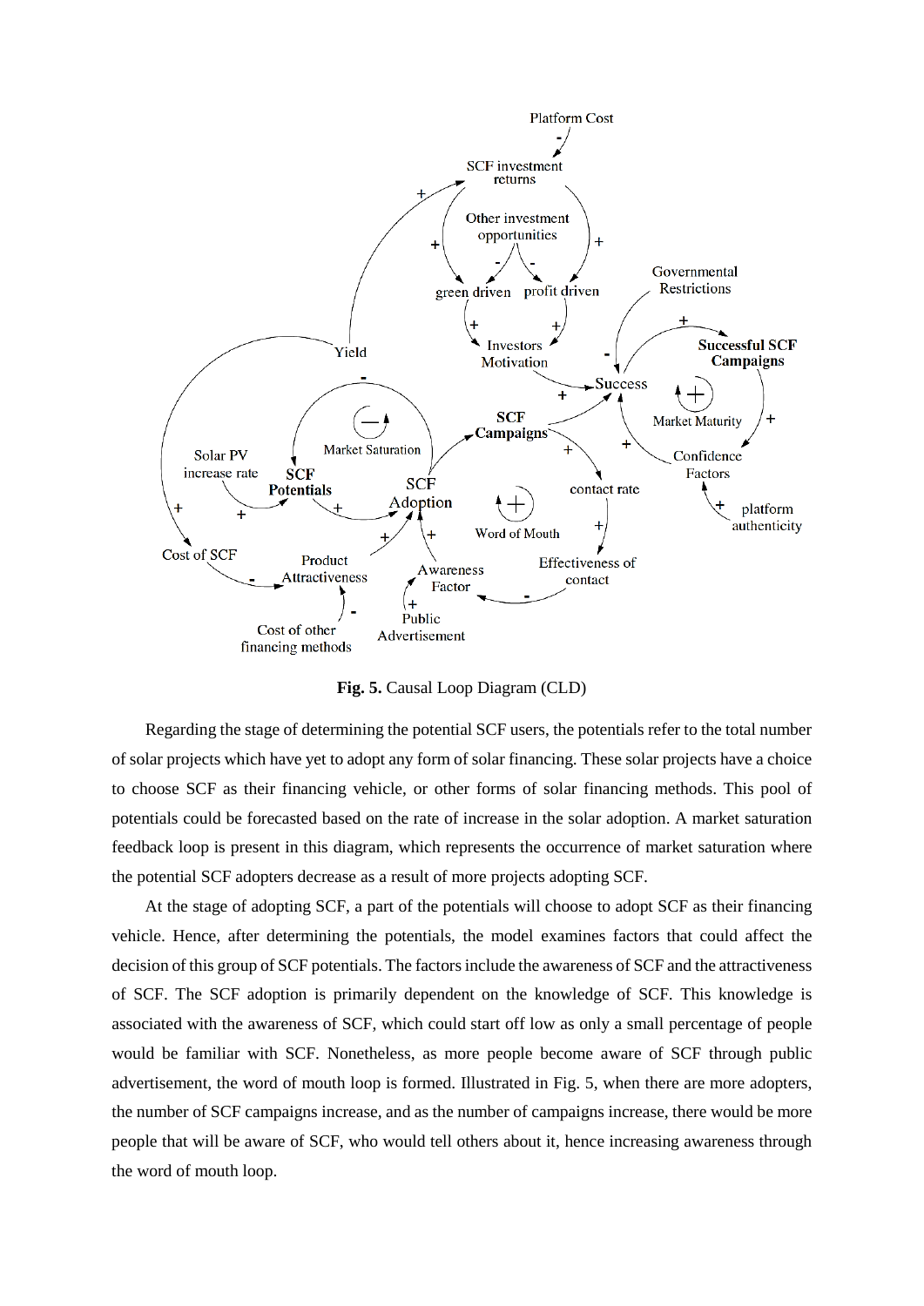**Fig. 5.** Causal Loop Diagram (CLD)

Regarding the stage of determining the potential SCF users, the potentials refer to the total number of solar projects which have yet to adopt any form of solar financing. These solar projects have a choice to choose SCF as their financing vehicle, or other forms of solar financing methods. This pool of potentials could be forecasted based on the rate of increase in the solar adoption. A market saturation feedback loop is present in this diagram, which represents the occurrence of market saturation where the potential SCF adopters decrease as a result of more projects adopting SCF.

At the stage of adopting SCF, a part of the potentials will choose to adopt SCF as their financing vehicle. Hence, after determining the potentials, the model examines factors that could affect the decision of this group of SCF potentials. The factors include the awareness of SCF and the attractiveness of SCF. The SCF adoption is primarily dependent on the knowledge of SCF. This knowledge is associated with the awareness of SCF, which could start off low as only a small percentage of people would be familiar with SCF. Nonetheless, as more people become aware of SCF through public advertisement, the word of mouth loop is formed. Illustrated in Fig. 5, when there are more adopters, the number of SCF campaigns increase, and as the number of campaigns increase, there would be more people that will be aware of SCF, who would tell others about it, hence increasing awareness through the word of mouth loop.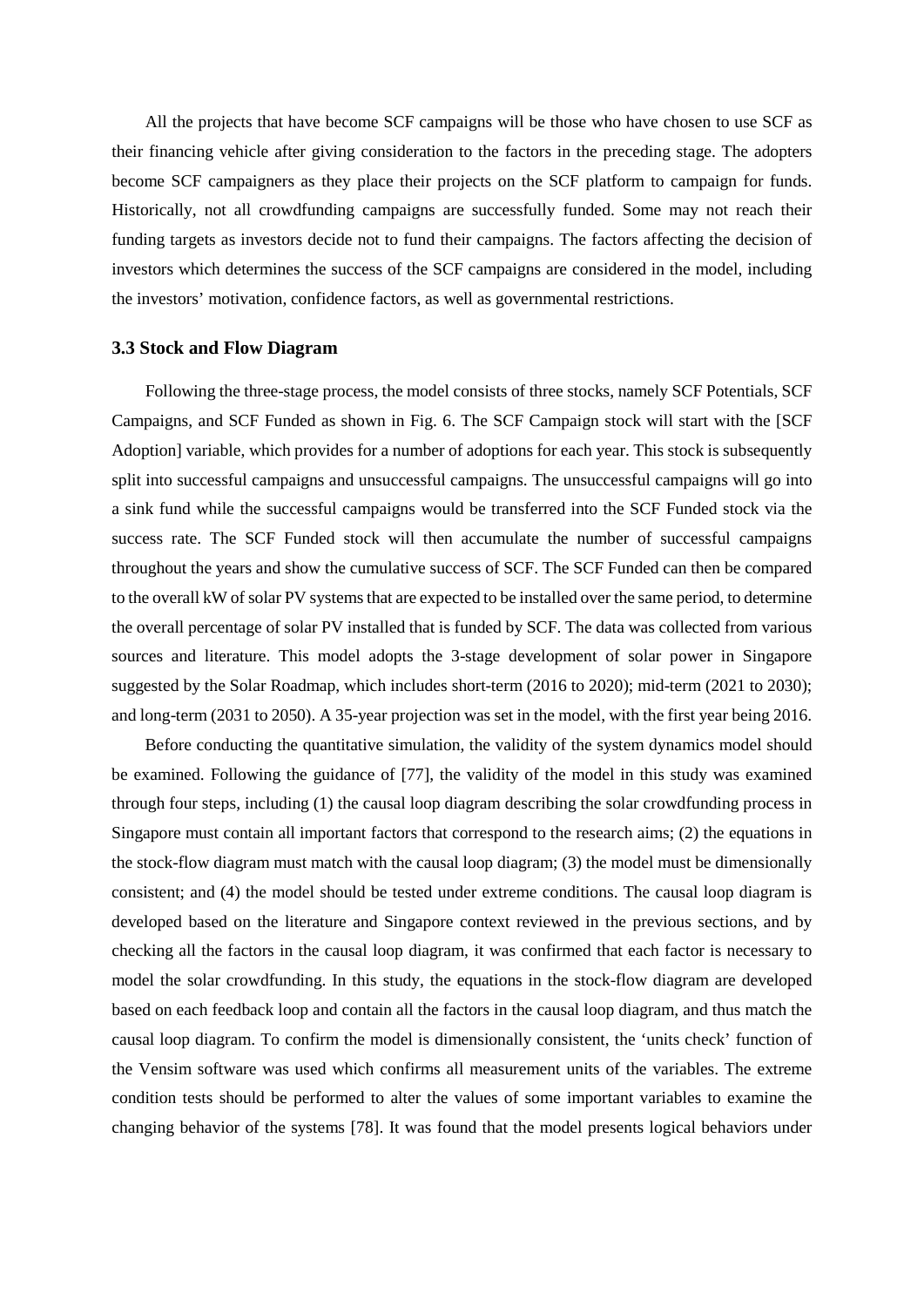All the projects that have become SCF campaigns will be those who have chosen to use SCF as their financing vehicle after giving consideration to the factors in the preceding stage. The adopters become SCF campaigners as they place their projects on the SCF platform to campaign for funds. Historically, not all crowdfunding campaigns are successfully funded. Some may not reach their funding targets as investors decide not to fund their campaigns. The factors affecting the decision of investors which determines the success of the SCF campaigns are considered in the model, including the investors' motivation, confidence factors, as well as governmental restrictions.

### 3.3 Stock and Flow Diagram

Following the three-stage process, the model consists of three stocks, namely SCF Potentials, SCF Campaigns, and SCF Funded as shown in Fig. 6. The SCF Campaign stock will start with the [SCF Adoption] variable, which provides for a number of adoptions for each year. This stock is subsequently split into successful campaigns and unsuccessful campaigns. The unsuccessful campaigns will go into a sink fund while the successful campaigns would be transferred into the SCF Funded stock via the success rate. The SCF Funded stock will then accumulate the number of successful campaigns throughout the years and show the cumulative success of SCF. The SCF Funded can then be compared to the overall kW of solar PV systems that are expected to be installed over the same period, to determine the overall percentage of solar PV installed that is funded by SCF. The data was collected from various sources and literature. This model adopts the 3-stage development of solar power in Singapore suggested by the Solar Roadmap, which includes short-term (2016 to 2020); mid-term (2021 to 2030); and long-term (2031 to 2050). A 35-year projection was set in the model, with the first year being 2016.

Before conducting the quantitative simulation, the validity of the system dynamics model should be examined. Following the guidance of [77], the validity of the model in this study was examined through four steps, including (1) the causal loop diagram describing the solar crowdfunding process in Singapore must contain all important factors that correspond to the research aims; (2) the equations in the stock-flow diagram must match with the causal loop diagram; (3) the model must be dimensionally consistent; and (4) the model should be tested under extreme conditions. The causal loop diagram is developed based on the literature and Singapore context reviewed in the previous sections, and by checking all the factors in the causal loop diagram, it was confirmed that each factor is necessary to model the solar crowdfunding. In this study, the equations in the stock-flow diagram are developed based on each feedback loop and contain all the factors in the causal loop diagram, and thus match the causal loop diagram. To confirm the model is dimensionally consistent, the 'units check' function of the Vensim software was used which confirms all measurement units of the variables. The extreme condition tests should be performed to alter the values of some important variables to examine the changing behavior of the systems [78]. It was found that the model presents logical behaviors under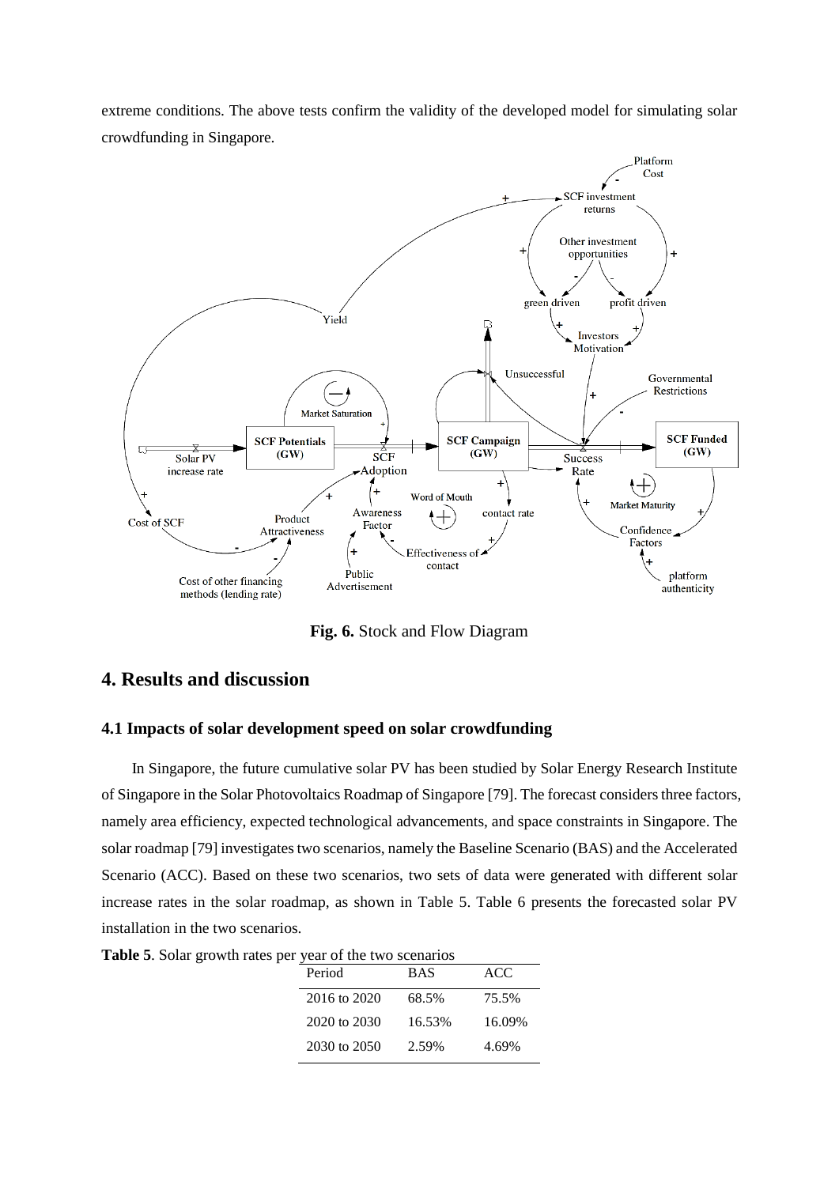extreme conditions. The above tests confirm the validity of the developed model for simulating solar crowdfunding in Singapore.

**Fig. 6.** Stock and Flow Diagram

## 4. Results and discussion

### 4.1 Impacts of solar development speed on solar crowdfunding

In Singapore, the future cumulative solar PV has been studied by Solar Energy Research Institute of Singapore in the Solar Photovoltaics Roadmap of Singapore [79]. The forecast considers three factors, namely area efficiency, expected technological advancements, and space constraints in Singapore. The solar roadmap [79] investigates two scenarios, namely the Baseline Scenario (BAS) and the Accelerated Scenario (ACC). Based on these two scenarios, two sets of data were generated with different solar increase rates in the solar roadmap, as shown in Table 5. Table 6 presents the forecasted solar PV installation in the two scenarios.

**Table 5**. Solar growth rates per year of the two scenarios

| Period | BAS | ACC |
|---|---|---|
| 2016 to 2020 | 68.5% | 75.5% |
| 2020 to 2030 | 16.53% | 16.09% |
| 2030 to 2050 | 2.59% | 4.69% |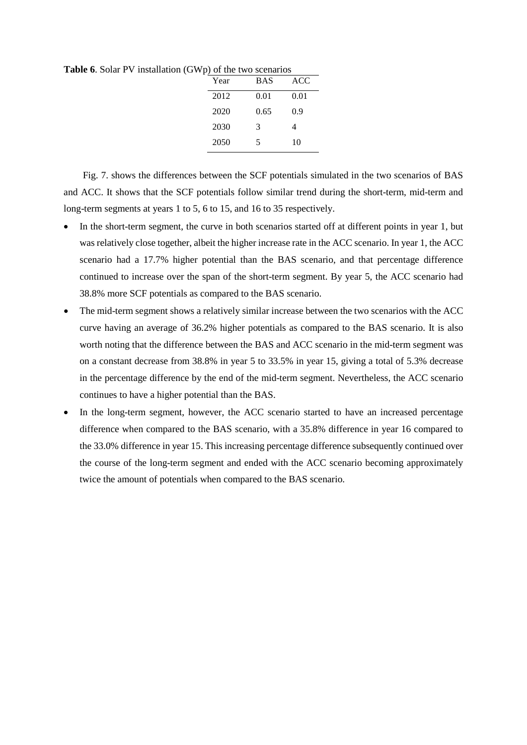**Table 6**. Solar PV installation (GWp) of the two scenarios

| Year | BAS | ACC |
|---|---|---|
| 2012 | 0.01 | 0.01 |
| 2020 | 0.65 | 0.9 |
| 2030 | 3 | 4 |
| 2050 | 5 | 10 |

Fig. 7. shows the differences between the SCF potentials simulated in the two scenarios of BAS and ACC. It shows that the SCF potentials follow similar trend during the short-term, mid-term and long-term segments at years 1 to 5, 6 to 15, and 16 to 35 respectively.

- In the short-term segment, the curve in both scenarios started off at different points in year 1, but was relatively close together, albeit the higher increase rate in the ACC scenario. In year 1, the ACC scenario had a 17.7% higher potential than the BAS scenario, and that percentage difference continued to increase over the span of the short-term segment. By year 5, the ACC scenario had 38.8% more SCF potentials as compared to the BAS scenario.
- The mid-term segment shows a relatively similar increase between the two scenarios with the ACC curve having an average of 36.2% higher potentials as compared to the BAS scenario. It is also worth noting that the difference between the BAS and ACC scenario in the mid-term segment was on a constant decrease from 38.8% in year 5 to 33.5% in year 15, giving a total of 5.3% decrease in the percentage difference by the end of the mid-term segment. Nevertheless, the ACC scenario continues to have a higher potential than the BAS.
- In the long-term segment, however, the ACC scenario started to have an increased percentage difference when compared to the BAS scenario, with a 35.8% difference in year 16 compared to the 33.0% difference in year 15. This increasing percentage difference subsequently continued over the course of the long-term segment and ended with the ACC scenario becoming approximately twice the amount of potentials when compared to the BAS scenario.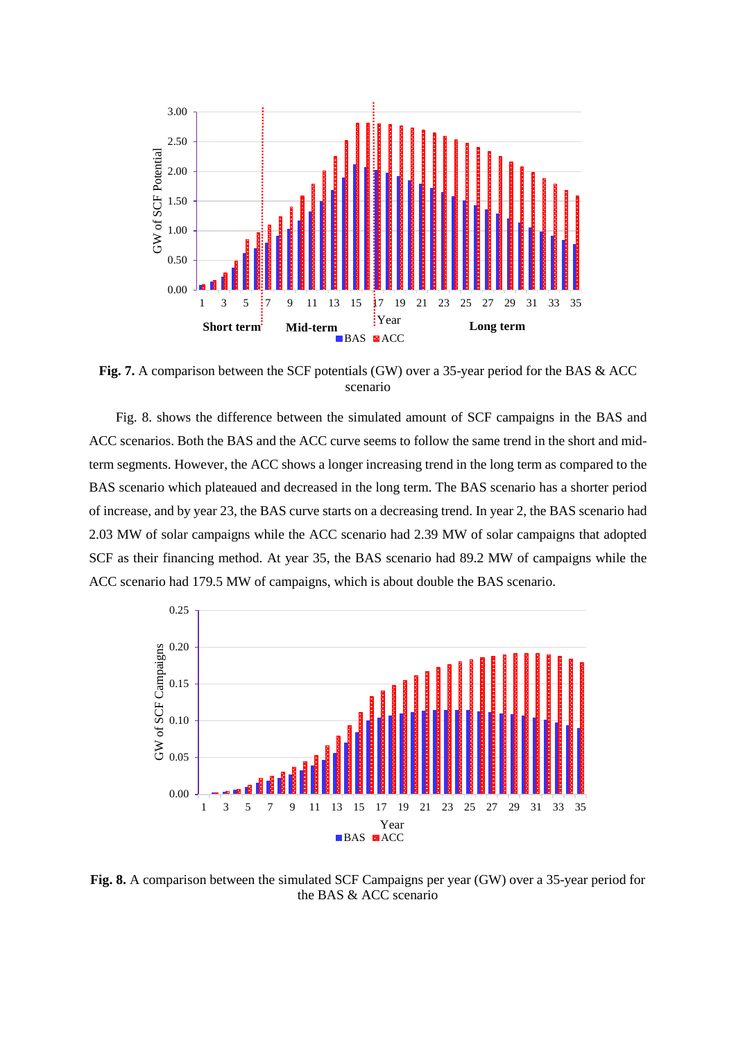**Fig. 7.** A comparison between the SCF potentials (GW) over a 35-year period for the BAS & ACC scenario

Fig. 8. shows the difference between the simulated amount of SCF campaigns in the BAS and ACC scenarios. Both the BAS and the ACC curve seems to follow the same trend in the short and mid-term segments. However, the ACC shows a longer increasing trend in the long term as compared to the BAS scenario which plateaued and decreased in the long term. The BAS scenario has a shorter period of increase, and by year 23, the BAS curve starts on a decreasing trend. In year 2, the BAS scenario had 2.03 MW of solar campaigns while the ACC scenario had 2.39 MW of solar campaigns that adopted SCF as their financing method. At year 35, the BAS scenario had 89.2 MW of campaigns while the ACC scenario had 179.5 MW of campaigns, which is about double the BAS scenario.

**Fig. 8.** A comparison between the simulated SCF Campaigns per year (GW) over a 35-year period for the BAS & ACC scenario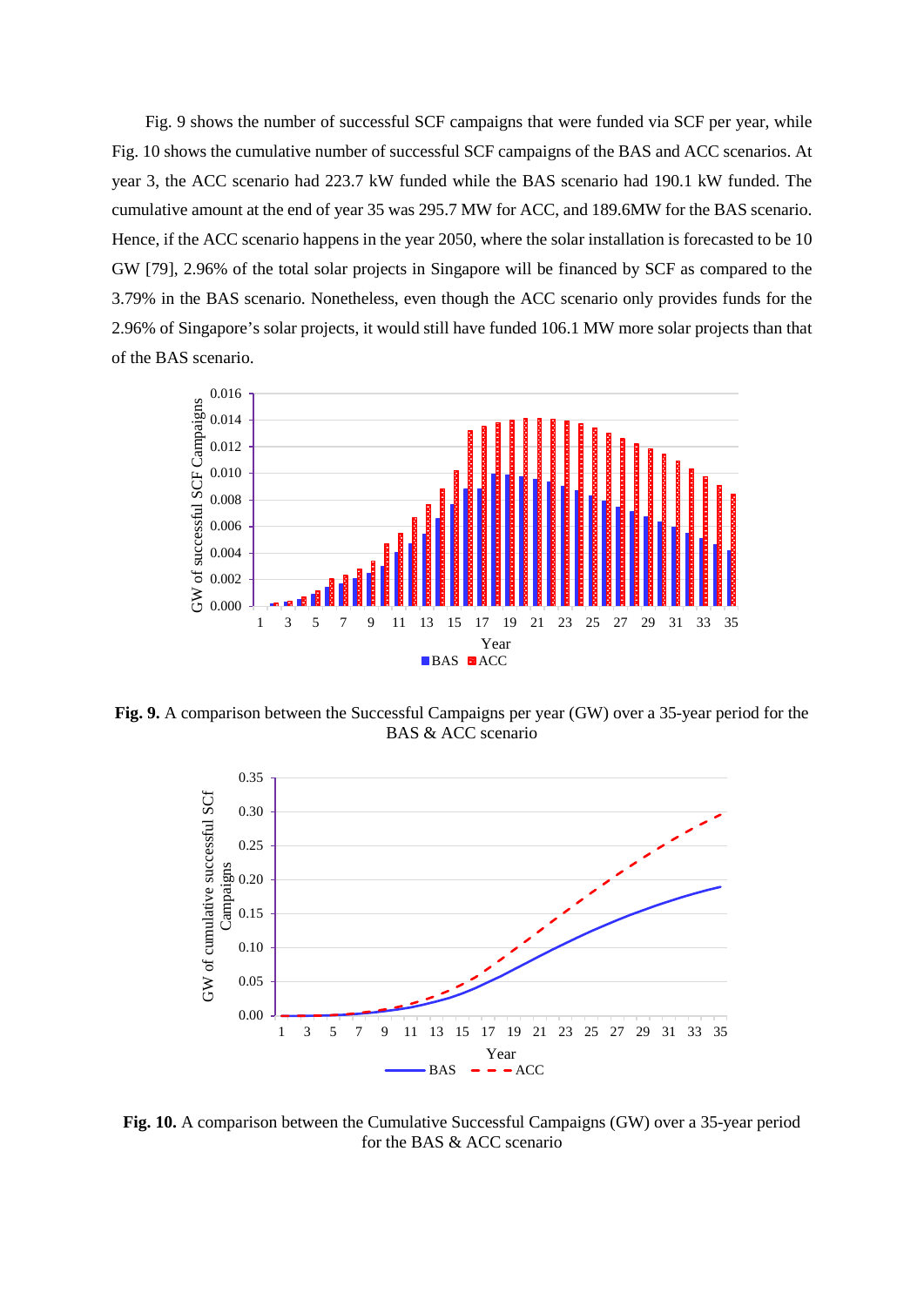Fig. 9 shows the number of successful SCF campaigns that were funded via SCF per year, while Fig. 10 shows the cumulative number of successful SCF campaigns of the BAS and ACC scenarios. At year 3, the ACC scenario had 223.7 kW funded while the BAS scenario had 190.1 kW funded. The cumulative amount at the end of year 35 was 295.7 MW for ACC, and 189.6MW for the BAS scenario. Hence, if the ACC scenario happens in the year 2050, where the solar installation is forecasted to be 10 GW [79], 2.96% of the total solar projects in Singapore will be financed by SCF as compared to the 3.79% in the BAS scenario. Nonetheless, even though the ACC scenario only provides funds for the 2.96% of Singapore's solar projects, it would still have funded 106.1 MW more solar projects than that of the BAS scenario.

**Fig. 9.** A comparison between the Successful Campaigns per year (GW) over a 35-year period for the BAS & ACC scenario

**Fig. 10.** A comparison between the Cumulative Successful Campaigns (GW) over a 35-year period for the BAS & ACC scenario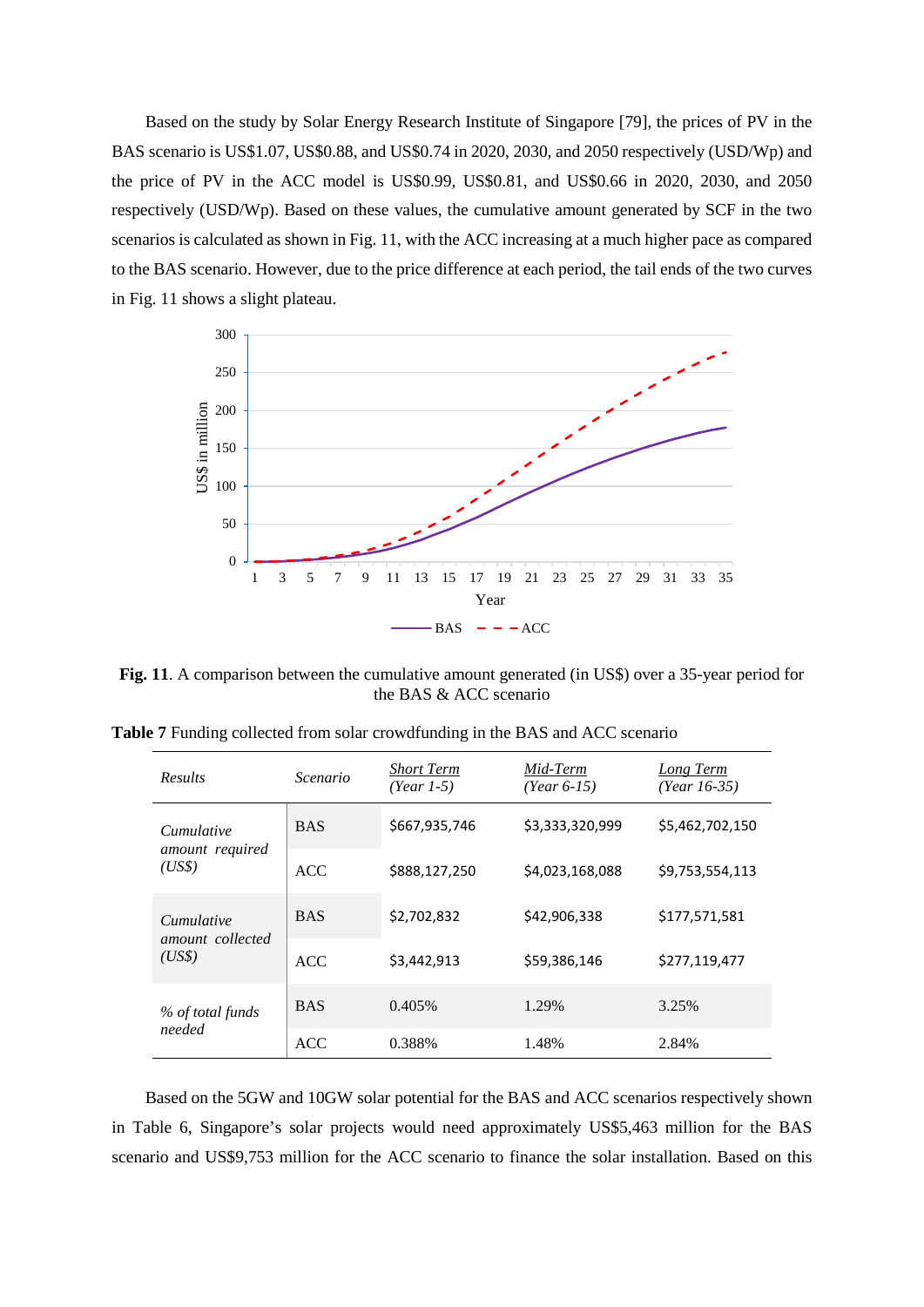Based on the study by Solar Energy Research Institute of Singapore [79], the prices of PV in the BAS scenario is US$1.07, US$0.88, and US$0.74 in 2020, 2030, and 2050 respectively (USD/Wp) and the price of PV in the ACC model is US$0.99, US$0.81, and US$0.66 in 2020, 2030, and 2050 respectively (USD/Wp). Based on these values, the cumulative amount generated by SCF in the two scenarios is calculated as shown in Fig. 11, with the ACC increasing at a much higher pace as compared to the BAS scenario. However, due to the price difference at each period, the tail ends of the two curves in Fig. 11 shows a slight plateau.

**Fig. 11**. A comparison between the cumulative amount generated (in US$) over a 35-year period for the BAS & ACC scenario

**Table 7** Funding collected from solar crowdfunding in the BAS and ACC scenario

| *Results* | *Scenario* | *Short Term (Year 1-5)* | *Mid-Term (Year 6-15)* | *Long Term (Year 16-35)* |
|---|---|---|---|---|
| *Cumulative amount required (US$)* | BAS | $667,935,746 | $3,333,320,999 | $5,462,702,150 |
| | ACC | $888,127,250 | $4,023,168,088 | $9,753,554,113 |
| *Cumulative amount collected (US$)* | BAS | $2,702,832 | $42,906,338 | $177,571,581 |
| | ACC | $3,442,913 | $59,386,146 | $277,119,477 |
| *% of total funds needed* | BAS | 0.405% | 1.29% | 3.25% |
| | ACC | 0.388% | 1.48% | 2.84% |

Based on the 5GW and 10GW solar potential for the BAS and ACC scenarios respectively shown in Table 6, Singapore's solar projects would need approximately US$5,463 million for the BAS scenario and US$9,753 million for the ACC scenario to finance the solar installation. Based on this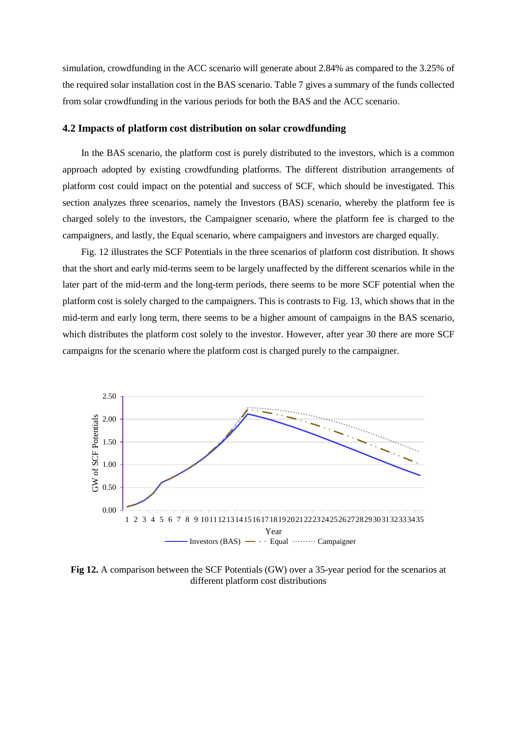simulation, crowdfunding in the ACC scenario will generate about 2.84% as compared to the 3.25% of the required solar installation cost in the BAS scenario. Table 7 gives a summary of the funds collected from solar crowdfunding in the various periods for both the BAS and the ACC scenario.

## 4.2 Impacts of platform cost distribution on solar crowdfunding

In the BAS scenario, the platform cost is purely distributed to the investors, which is a common approach adopted by existing crowdfunding platforms. The different distribution arrangements of platform cost could impact on the potential and success of SCF, which should be investigated. This section analyzes three scenarios, namely the Investors (BAS) scenario, whereby the platform fee is charged solely to the investors, the Campaigner scenario, where the platform fee is charged to the campaigners, and lastly, the Equal scenario, where campaigners and investors are charged equally.

Fig. 12 illustrates the SCF Potentials in the three scenarios of platform cost distribution. It shows that the short and early mid-terms seem to be largely unaffected by the different scenarios while in the later part of the mid-term and the long-term periods, there seems to be more SCF potential when the platform cost is solely charged to the campaigners. This is contrasts to Fig. 13, which shows that in the mid-term and early long term, there seems to be a higher amount of campaigns in the BAS scenario, which distributes the platform cost solely to the investor. However, after year 30 there are more SCF campaigns for the scenario where the platform cost is charged purely to the campaigner.

**Fig 12.** A comparison between the SCF Potentials (GW) over a 35-year period for the scenarios at different platform cost distributions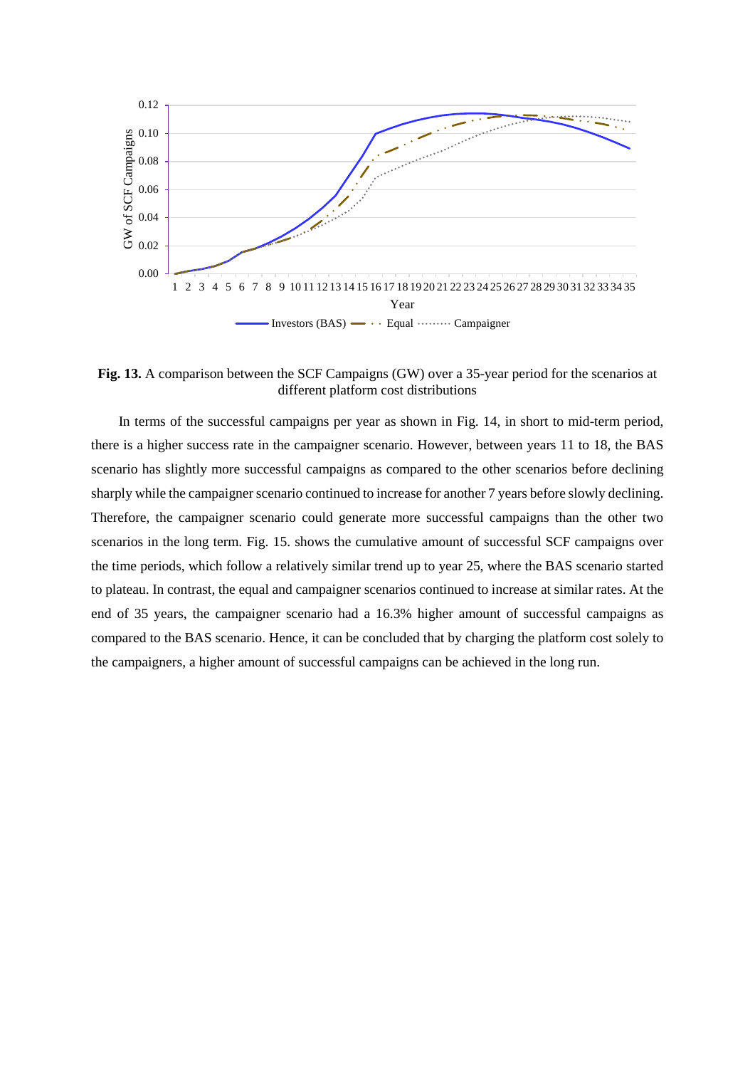**Fig. 13.** A comparison between the SCF Campaigns (GW) over a 35-year period for the scenarios at different platform cost distributions

In terms of the successful campaigns per year as shown in Fig. 14, in short to mid-term period, there is a higher success rate in the campaigner scenario. However, between years 11 to 18, the BAS scenario has slightly more successful campaigns as compared to the other scenarios before declining sharply while the campaigner scenario continued to increase for another 7 years before slowly declining. Therefore, the campaigner scenario could generate more successful campaigns than the other two scenarios in the long term. Fig. 15. shows the cumulative amount of successful SCF campaigns over the time periods, which follow a relatively similar trend up to year 25, where the BAS scenario started to plateau. In contrast, the equal and campaigner scenarios continued to increase at similar rates. At the end of 35 years, the campaigner scenario had a 16.3% higher amount of successful campaigns as compared to the BAS scenario. Hence, it can be concluded that by charging the platform cost solely to the campaigners, a higher amount of successful campaigns can be achieved in the long run.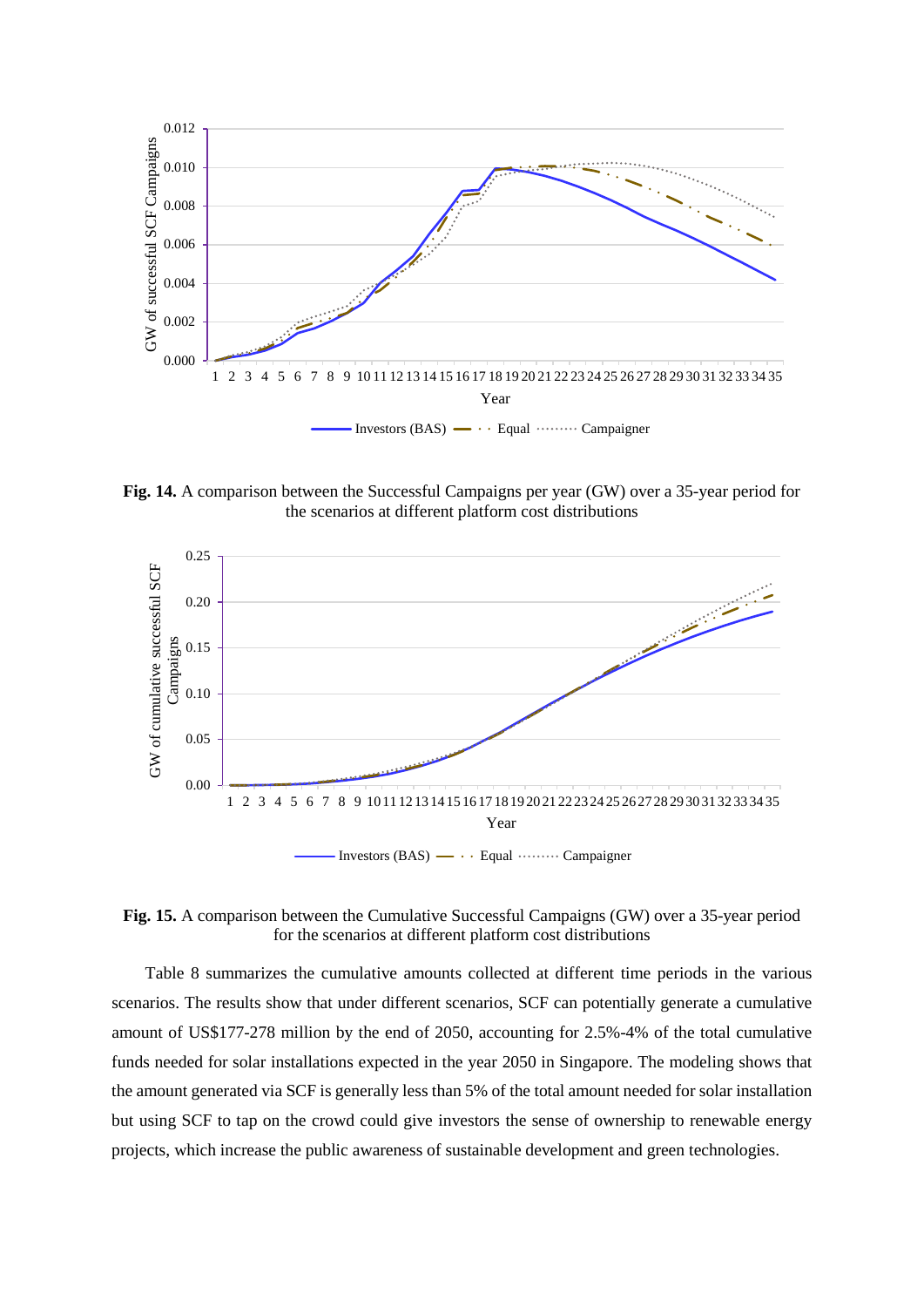**Fig. 14.** A comparison between the Successful Campaigns per year (GW) over a 35-year period for the scenarios at different platform cost distributions

**Fig. 15.** A comparison between the Cumulative Successful Campaigns (GW) over a 35-year period for the scenarios at different platform cost distributions

Table 8 summarizes the cumulative amounts collected at different time periods in the various scenarios. The results show that under different scenarios, SCF can potentially generate a cumulative amount of US$177-278 million by the end of 2050, accounting for 2.5%-4% of the total cumulative funds needed for solar installations expected in the year 2050 in Singapore. The modeling shows that the amount generated via SCF is generally less than 5% of the total amount needed for solar installation but using SCF to tap on the crowd could give investors the sense of ownership to renewable energy projects, which increase the public awareness of sustainable development and green technologies.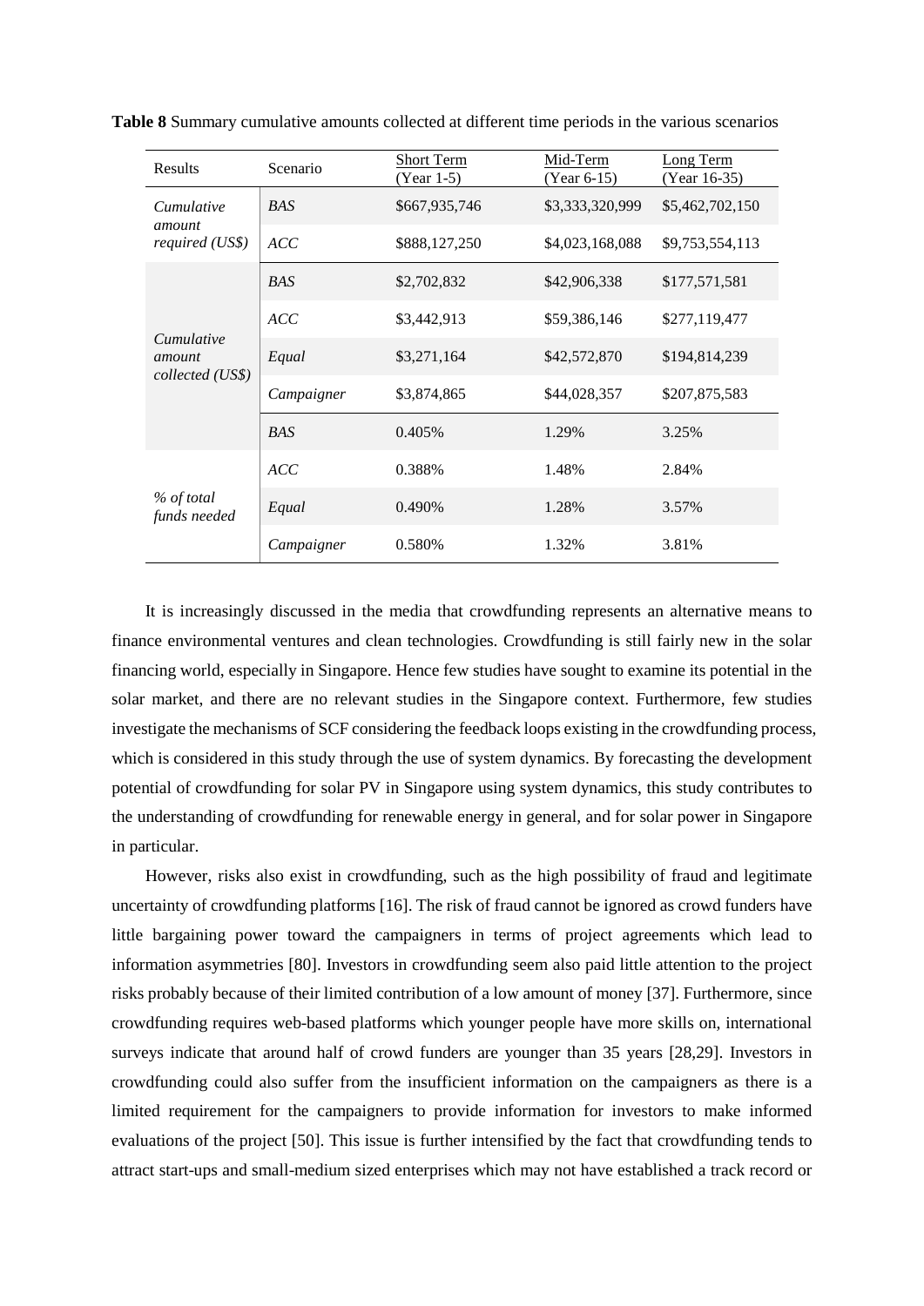**Table 8** Summary cumulative amounts collected at different time periods in the various scenarios

| Results | Scenario | Short Term (Year 1-5) | Mid-Term (Year 6-15) | Long Term (Year 16-35) |
|---|---|---|---|---|
| *Cumulative amount required (US$)* | *BAS* | $667,935,746 | $3,333,320,999 | $5,462,702,150 |
| | *ACC* | $888,127,250 | $4,023,168,088 | $9,753,554,113 |
| *Cumulative amount collected (US$)* | *BAS* | $2,702,832 | $42,906,338 | $177,571,581 |
| | *ACC* | $3,442,913 | $59,386,146 | $277,119,477 |
| | *Equal* | $3,271,164 | $42,572,870 | $194,814,239 |
| | *Campaigner* | $3,874,865 | $44,028,357 | $207,875,583 |
| *% of total funds needed* | *BAS* | 0.405% | 1.29% | 3.25% |
| | *ACC* | 0.388% | 1.48% | 2.84% |
| | *Equal* | 0.490% | 1.28% | 3.57% |
| | *Campaigner* | 0.580% | 1.32% | 3.81% |

It is increasingly discussed in the media that crowdfunding represents an alternative means to finance environmental ventures and clean technologies. Crowdfunding is still fairly new in the solar financing world, especially in Singapore. Hence few studies have sought to examine its potential in the solar market, and there are no relevant studies in the Singapore context. Furthermore, few studies investigate the mechanisms of SCF considering the feedback loops existing in the crowdfunding process, which is considered in this study through the use of system dynamics. By forecasting the development potential of crowdfunding for solar PV in Singapore using system dynamics, this study contributes to the understanding of crowdfunding for renewable energy in general, and for solar power in Singapore in particular.

However, risks also exist in crowdfunding, such as the high possibility of fraud and legitimate uncertainty of crowdfunding platforms [16]. The risk of fraud cannot be ignored as crowd funders have little bargaining power toward the campaigners in terms of project agreements which lead to information asymmetries [80]. Investors in crowdfunding seem also paid little attention to the project risks probably because of their limited contribution of a low amount of money [37]. Furthermore, since crowdfunding requires web-based platforms which younger people have more skills on, international surveys indicate that around half of crowd funders are younger than 35 years [28,29]. Investors in crowdfunding could also suffer from the insufficient information on the campaigners as there is a limited requirement for the campaigners to provide information for investors to make informed evaluations of the project [50]. This issue is further intensified by the fact that crowdfunding tends to attract start-ups and small-medium sized enterprises which may not have established a track record or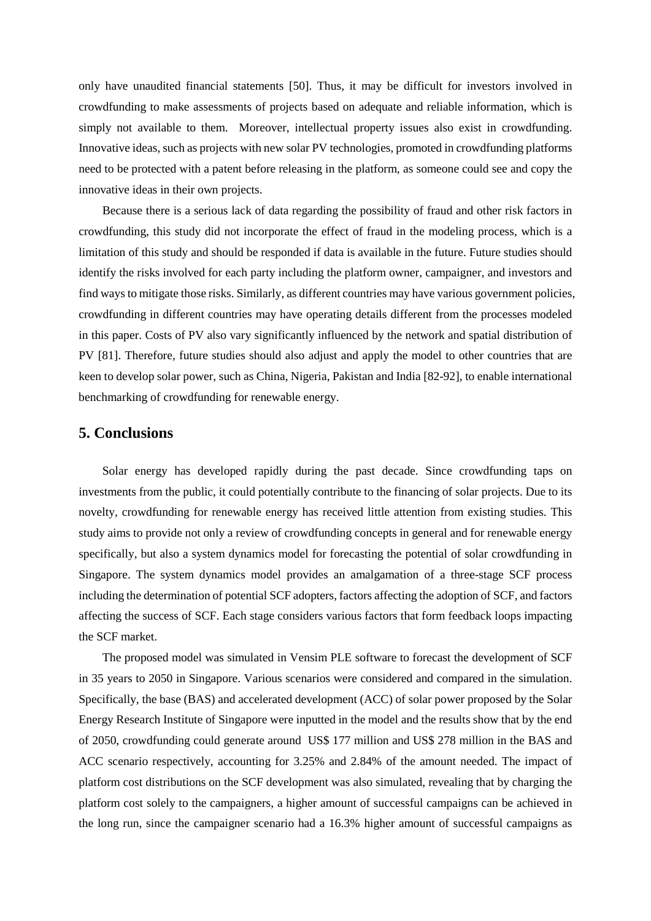only have unaudited financial statements [50]. Thus, it may be difficult for investors involved in crowdfunding to make assessments of projects based on adequate and reliable information, which is simply not available to them. Moreover, intellectual property issues also exist in crowdfunding. Innovative ideas, such as projects with new solar PV technologies, promoted in crowdfunding platforms need to be protected with a patent before releasing in the platform, as someone could see and copy the innovative ideas in their own projects.

Because there is a serious lack of data regarding the possibility of fraud and other risk factors in crowdfunding, this study did not incorporate the effect of fraud in the modeling process, which is a limitation of this study and should be responded if data is available in the future. Future studies should identify the risks involved for each party including the platform owner, campaigner, and investors and find ways to mitigate those risks. Similarly, as different countries may have various government policies, crowdfunding in different countries may have operating details different from the processes modeled in this paper. Costs of PV also vary significantly influenced by the network and spatial distribution of PV [81]. Therefore, future studies should also adjust and apply the model to other countries that are keen to develop solar power, such as China, Nigeria, Pakistan and India [82-92], to enable international benchmarking of crowdfunding for renewable energy.

## 5. Conclusions

Solar energy has developed rapidly during the past decade. Since crowdfunding taps on investments from the public, it could potentially contribute to the financing of solar projects. Due to its novelty, crowdfunding for renewable energy has received little attention from existing studies. This study aims to provide not only a review of crowdfunding concepts in general and for renewable energy specifically, but also a system dynamics model for forecasting the potential of solar crowdfunding in Singapore. The system dynamics model provides an amalgamation of a three-stage SCF process including the determination of potential SCF adopters, factors affecting the adoption of SCF, and factors affecting the success of SCF. Each stage considers various factors that form feedback loops impacting the SCF market.

The proposed model was simulated in Vensim PLE software to forecast the development of SCF in 35 years to 2050 in Singapore. Various scenarios were considered and compared in the simulation. Specifically, the base (BAS) and accelerated development (ACC) of solar power proposed by the Solar Energy Research Institute of Singapore were inputted in the model and the results show that by the end of 2050, crowdfunding could generate around US$ 177 million and US$ 278 million in the BAS and ACC scenario respectively, accounting for 3.25% and 2.84% of the amount needed. The impact of platform cost distributions on the SCF development was also simulated, revealing that by charging the platform cost solely to the campaigners, a higher amount of successful campaigns can be achieved in the long run, since the campaigner scenario had a 16.3% higher amount of successful campaigns as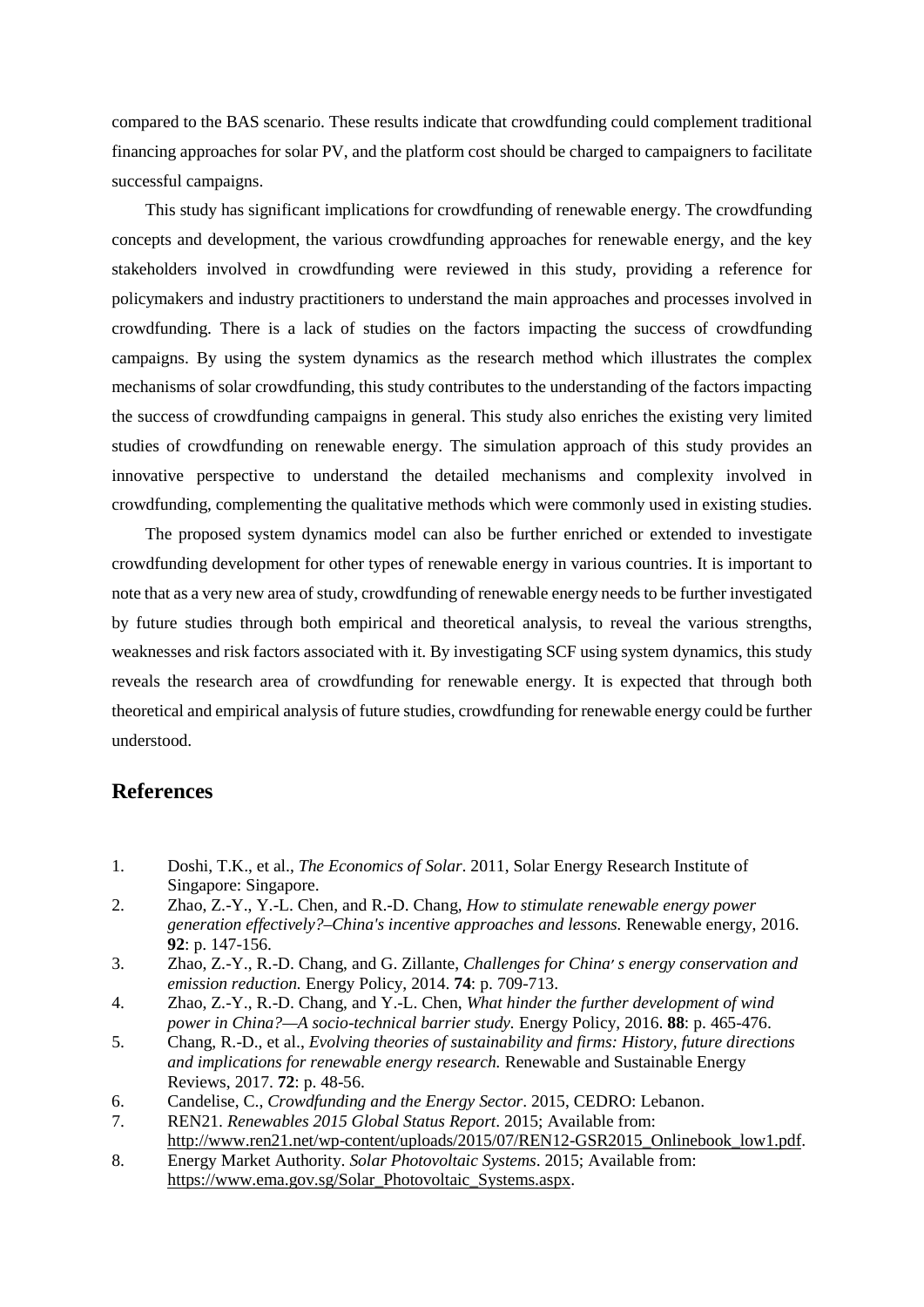compared to the BAS scenario. These results indicate that crowdfunding could complement traditional financing approaches for solar PV, and the platform cost should be charged to campaigners to facilitate successful campaigns.

This study has significant implications for crowdfunding of renewable energy. The crowdfunding concepts and development, the various crowdfunding approaches for renewable energy, and the key stakeholders involved in crowdfunding were reviewed in this study, providing a reference for policymakers and industry practitioners to understand the main approaches and processes involved in crowdfunding. There is a lack of studies on the factors impacting the success of crowdfunding campaigns. By using the system dynamics as the research method which illustrates the complex mechanisms of solar crowdfunding, this study contributes to the understanding of the factors impacting the success of crowdfunding campaigns in general. This study also enriches the existing very limited studies of crowdfunding on renewable energy. The simulation approach of this study provides an innovative perspective to understand the detailed mechanisms and complexity involved in crowdfunding, complementing the qualitative methods which were commonly used in existing studies.

The proposed system dynamics model can also be further enriched or extended to investigate crowdfunding development for other types of renewable energy in various countries. It is important to note that as a very new area of study, crowdfunding of renewable energy needs to be further investigated by future studies through both empirical and theoretical analysis, to reveal the various strengths, weaknesses and risk factors associated with it. By investigating SCF using system dynamics, this study reveals the research area of crowdfunding for renewable energy. It is expected that through both theoretical and empirical analysis of future studies, crowdfunding for renewable energy could be further understood.

## References

1. Doshi, T.K., et al., *The Economics of Solar*. 2011, Solar Energy Research Institute of Singapore: Singapore.
2. Zhao, Z.-Y., Y.-L. Chen, and R.-D. Chang, *How to stimulate renewable energy power generation effectively?–China's incentive approaches and lessons.* Renewable energy, 2016. **92**: p. 147-156.
3. Zhao, Z.-Y., R.-D. Chang, and G. Zillante, *Challenges for China' s energy conservation and emission reduction.* Energy Policy, 2014. **74**: p. 709-713.
4. Zhao, Z.-Y., R.-D. Chang, and Y.-L. Chen, *What hinder the further development of wind power in China?—A socio-technical barrier study.* Energy Policy, 2016. **88**: p. 465-476.
5. Chang, R.-D., et al., *Evolving theories of sustainability and firms: History, future directions and implications for renewable energy research.* Renewable and Sustainable Energy Reviews, 2017. **72**: p. 48-56.
6. Candelise, C., *Crowdfunding and the Energy Sector*. 2015, CEDRO: Lebanon.
7. REN21. *Renewables 2015 Global Status Report*. 2015; Available from: http://www.ren21.net/wp-content/uploads/2015/07/REN12-GSR2015_Onlinebook_low1.pdf.
8. Energy Market Authority. *Solar Photovoltaic Systems*. 2015; Available from: https://www.ema.gov.sg/Solar_Photovoltaic_Systems.aspx.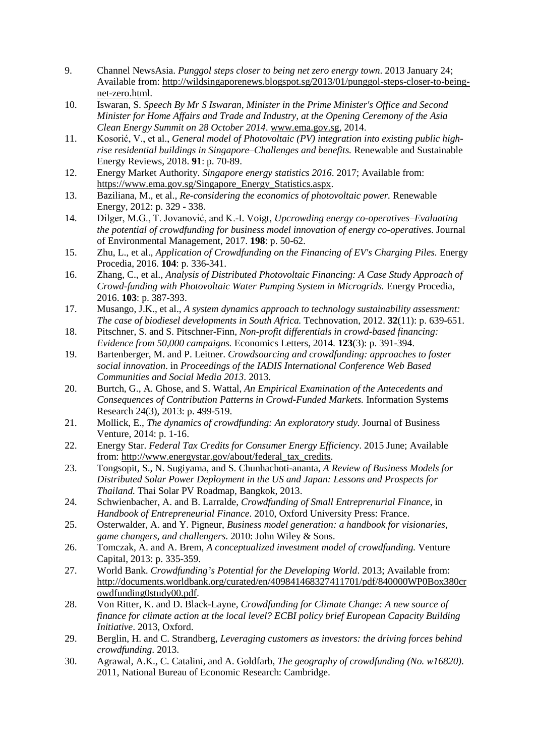9. Channel NewsAsia. *Punggol steps closer to being net zero energy town*. 2013 January 24; Available from: http://wildsingaporenews.blogspot.sg/2013/01/punggol-steps-closer-to-being-net-zero.html.
10. Iswaran, S. *Speech By Mr S Iswaran, Minister in the Prime Minister's Office and Second Minister for Home Affairs and Trade and Industry, at the Opening Ceremony of the Asia Clean Energy Summit on 28 October 2014*. www.ema.gov.sg, 2014.
11. Kosorić, V., et al., *General model of Photovoltaic (PV) integration into existing public high-rise residential buildings in Singapore–Challenges and benefits.* Renewable and Sustainable Energy Reviews, 2018. **91**: p. 70-89.
12. Energy Market Authority. *Singapore energy statistics 2016*. 2017; Available from: https://www.ema.gov.sg/Singapore_Energy_Statistics.aspx.
13. Baziliana, M., et al., *Re-considering the economics of photovoltaic power.* Renewable Energy, 2012: p. 329 - 338.
14. Dilger, M.G., T. Jovanović, and K.-I. Voigt, *Upcrowding energy co-operatives–Evaluating the potential of crowdfunding for business model innovation of energy co-operatives.* Journal of Environmental Management, 2017. **198**: p. 50-62.
15. Zhu, L., et al., *Application of Crowdfunding on the Financing of EV's Charging Piles.* Energy Procedia, 2016. **104**: p. 336-341.
16. Zhang, C., et al., *Analysis of Distributed Photovoltaic Financing: A Case Study Approach of Crowd-funding with Photovoltaic Water Pumping System in Microgrids.* Energy Procedia, 2016. **103**: p. 387-393.
17. Musango, J.K., et al., *A system dynamics approach to technology sustainability assessment: The case of biodiesel developments in South Africa.* Technovation, 2012. **32**(11): p. 639-651.
18. Pitschner, S. and S. Pitschner-Finn, *Non-profit differentials in crowd-based financing: Evidence from 50,000 campaigns.* Economics Letters, 2014. **123**(3): p. 391-394.
19. Bartenberger, M. and P. Leitner. *Crowdsourcing and crowdfunding: approaches to foster social innovation*. in *Proceedings of the IADIS International Conference Web Based Communities and Social Media 2013*. 2013.
20. Burtch, G., A. Ghose, and S. Wattal, *An Empirical Examination of the Antecedents and Consequences of Contribution Patterns in Crowd-Funded Markets.* Information Systems Research 24(3), 2013: p. 499-519.
21. Mollick, E., *The dynamics of crowdfunding: An exploratory study.* Journal of Business Venture, 2014: p. 1-16.
22. Energy Star. *Federal Tax Credits for Consumer Energy Efficiency*. 2015 June; Available from: http://www.energystar.gov/about/federal_tax_credits.
23. Tongsopit, S., N. Sugiyama, and S. Chunhachoti-ananta, *A Review of Business Models for Distributed Solar Power Deployment in the US and Japan: Lessons and Prospects for Thailand.* Thai Solar PV Roadmap, Bangkok, 2013.
24. Schwienbacher, A. and B. Larralde, *Crowdfunding of Small Entreprenurial Finance*, in *Handbook of Entrepreneurial Finance*. 2010, Oxford University Press: France.
25. Osterwalder, A. and Y. Pigneur, *Business model generation: a handbook for visionaries, game changers, and challengers*. 2010: John Wiley & Sons.
26. Tomczak, A. and A. Brem, *A conceptualized investment model of crowdfunding.* Venture Capital, 2013: p. 335-359.
27. World Bank. *Crowdfunding's Potential for the Developing World*. 2013; Available from: http://documents.worldbank.org/curated/en/409841468327411701/pdf/840000WP0Box380crowdfunding0study00.pdf.
28. Von Ritter, K. and D. Black-Layne, *Crowdfunding for Climate Change: A new source of finance for climate action at the local level? ECBI policy brief European Capacity Building Initiative*. 2013, Oxford.
29. Berglin, H. and C. Strandberg, *Leveraging customers as investors: the driving forces behind crowdfunding*. 2013.
30. Agrawal, A.K., C. Catalini, and A. Goldfarb, *The geography of crowdfunding (No. w16820)*. 2011, National Bureau of Economic Research: Cambridge.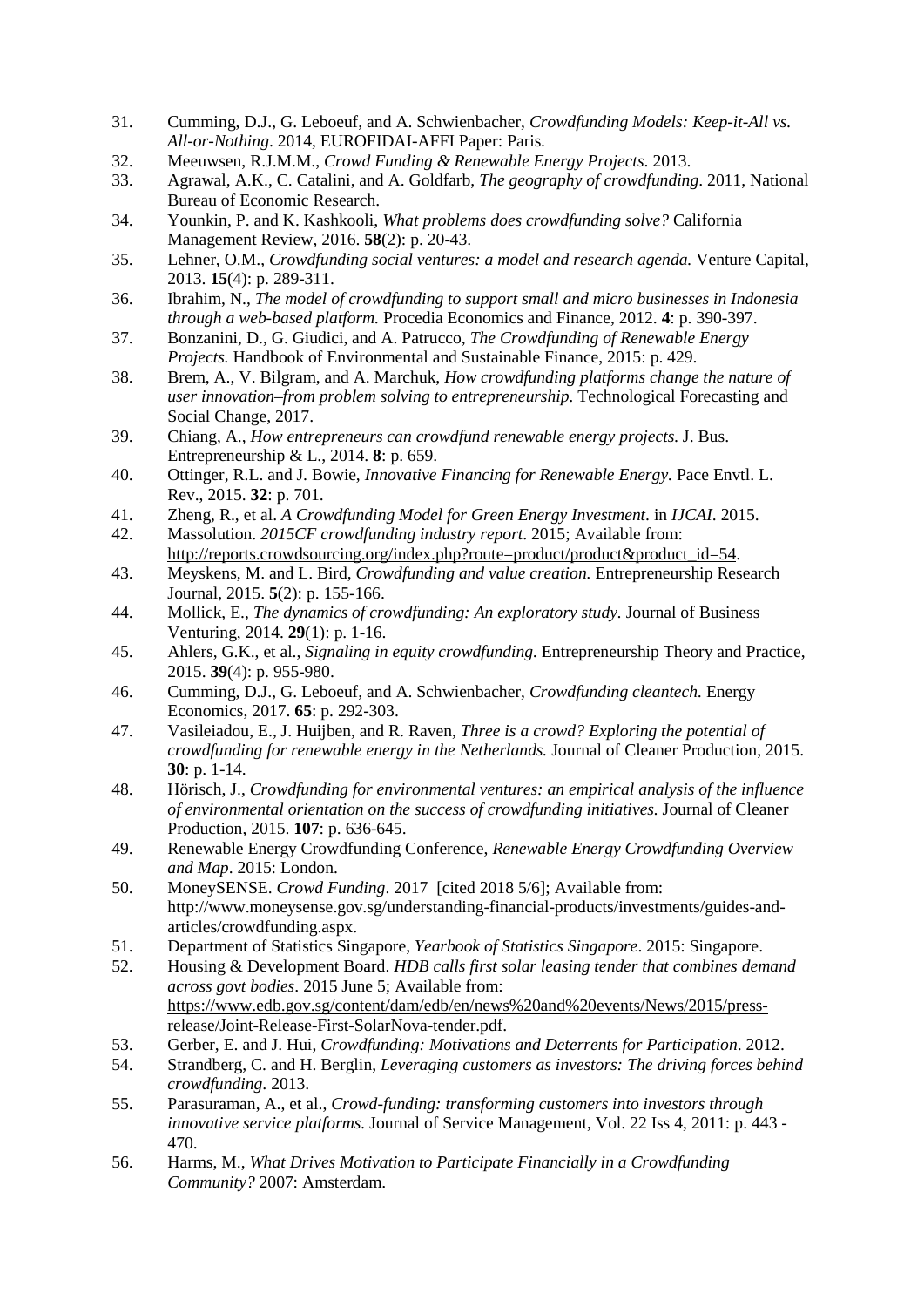31. Cumming, D.J., G. Leboeuf, and A. Schwienbacher, *Crowdfunding Models: Keep-it-All vs. All-or-Nothing*. 2014, EUROFIDAI-AFFI Paper: Paris.
32. Meeuwsen, R.J.M.M., *Crowd Funding & Renewable Energy Projects*. 2013.
33. Agrawal, A.K., C. Catalini, and A. Goldfarb, *The geography of crowdfunding*. 2011, National Bureau of Economic Research.
34. Younkin, P. and K. Kashkooli, *What problems does crowdfunding solve?* California Management Review, 2016. **58**(2): p. 20-43.
35. Lehner, O.M., *Crowdfunding social ventures: a model and research agenda.* Venture Capital, 2013. **15**(4): p. 289-311.
36. Ibrahim, N., *The model of crowdfunding to support small and micro businesses in Indonesia through a web-based platform.* Procedia Economics and Finance, 2012. **4**: p. 390-397.
37. Bonzanini, D., G. Giudici, and A. Patrucco, *The Crowdfunding of Renewable Energy Projects.* Handbook of Environmental and Sustainable Finance, 2015: p. 429.
38. Brem, A., V. Bilgram, and A. Marchuk, *How crowdfunding platforms change the nature of user innovation–from problem solving to entrepreneurship.* Technological Forecasting and Social Change, 2017.
39. Chiang, A., *How entrepreneurs can crowdfund renewable energy projects.* J. Bus. Entrepreneurship & L., 2014. **8**: p. 659.
40. Ottinger, R.L. and J. Bowie, *Innovative Financing for Renewable Energy.* Pace Envtl. L. Rev., 2015. **32**: p. 701.
41. Zheng, R., et al. *A Crowdfunding Model for Green Energy Investment*. in *IJCAI*. 2015.
42. Massolution. *2015CF crowdfunding industry report*. 2015; Available from: http://reports.crowdsourcing.org/index.php?route=product/product&product_id=54.
43. Meyskens, M. and L. Bird, *Crowdfunding and value creation.* Entrepreneurship Research Journal, 2015. **5**(2): p. 155-166.
44. Mollick, E., *The dynamics of crowdfunding: An exploratory study.* Journal of Business Venturing, 2014. **29**(1): p. 1-16.
45. Ahlers, G.K., et al., *Signaling in equity crowdfunding.* Entrepreneurship Theory and Practice, 2015. **39**(4): p. 955-980.
46. Cumming, D.J., G. Leboeuf, and A. Schwienbacher, *Crowdfunding cleantech.* Energy Economics, 2017. **65**: p. 292-303.
47. Vasileiadou, E., J. Huijben, and R. Raven, *Three is a crowd? Exploring the potential of crowdfunding for renewable energy in the Netherlands.* Journal of Cleaner Production, 2015. **30**: p. 1-14.
48. Hörisch, J., *Crowdfunding for environmental ventures: an empirical analysis of the influence of environmental orientation on the success of crowdfunding initiatives.* Journal of Cleaner Production, 2015. **107**: p. 636-645.
49. Renewable Energy Crowdfunding Conference, *Renewable Energy Crowdfunding Overview and Map*. 2015: London.
50. MoneySENSE. *Crowd Funding*. 2017 [cited 2018 5/6]; Available from: http://www.moneysense.gov.sg/understanding-financial-products/investments/guides-and-articles/crowdfunding.aspx.
51. Department of Statistics Singapore, *Yearbook of Statistics Singapore*. 2015: Singapore.
52. Housing & Development Board. *HDB calls first solar leasing tender that combines demand across govt bodies*. 2015 June 5; Available from: https://www.edb.gov.sg/content/dam/edb/en/news%20and%20events/News/2015/press-release/Joint-Release-First-SolarNova-tender.pdf.
53. Gerber, E. and J. Hui, *Crowdfunding: Motivations and Deterrents for Participation*. 2012.
54. Strandberg, C. and H. Berglin, *Leveraging customers as investors: The driving forces behind crowdfunding*. 2013.
55. Parasuraman, A., et al., *Crowd-funding: transforming customers into investors through innovative service platforms.* Journal of Service Management, Vol. 22 Iss 4, 2011: p. 443 - 470.
56. Harms, M., *What Drives Motivation to Participate Financially in a Crowdfunding Community?* 2007: Amsterdam.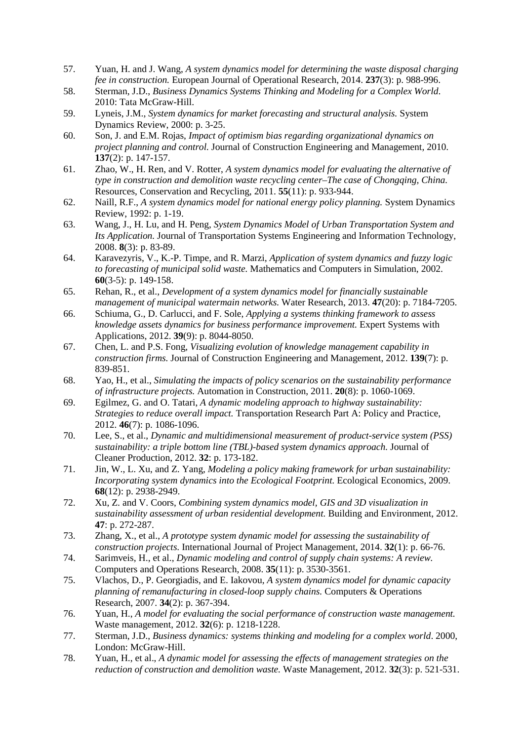57. Yuan, H. and J. Wang, *A system dynamics model for determining the waste disposal charging fee in construction.* European Journal of Operational Research, 2014. **237**(3): p. 988-996.
58. Sterman, J.D., *Business Dynamics Systems Thinking and Modeling for a Complex World*. 2010: Tata McGraw-Hill.
59. Lyneis, J.M., *System dynamics for market forecasting and structural analysis.* System Dynamics Review, 2000: p. 3-25.
60. Son, J. and E.M. Rojas, *Impact of optimism bias regarding organizational dynamics on project planning and control.* Journal of Construction Engineering and Management, 2010. **137**(2): p. 147-157.
61. Zhao, W., H. Ren, and V. Rotter, *A system dynamics model for evaluating the alternative of type in construction and demolition waste recycling center–The case of Chongqing, China.* Resources, Conservation and Recycling, 2011. **55**(11): p. 933-944.
62. Naill, R.F., *A system dynamics model for national energy policy planning.* System Dynamics Review, 1992: p. 1-19.
63. Wang, J., H. Lu, and H. Peng, *System Dynamics Model of Urban Transportation System and Its Application.* Journal of Transportation Systems Engineering and Information Technology, 2008. **8**(3): p. 83-89.
64. Karavezyris, V., K.-P. Timpe, and R. Marzi, *Application of system dynamics and fuzzy logic to forecasting of municipal solid waste.* Mathematics and Computers in Simulation, 2002. **60**(3-5): p. 149-158.
65. Rehan, R., et al., *Development of a system dynamics model for financially sustainable management of municipal watermain networks.* Water Research, 2013. **47**(20): p. 7184-7205.
66. Schiuma, G., D. Carlucci, and F. Sole, *Applying a systems thinking framework to assess knowledge assets dynamics for business performance improvement.* Expert Systems with Applications, 2012. **39**(9): p. 8044-8050.
67. Chen, L. and P.S. Fong, *Visualizing evolution of knowledge management capability in construction firms.* Journal of Construction Engineering and Management, 2012. **139**(7): p. 839-851.
68. Yao, H., et al., *Simulating the impacts of policy scenarios on the sustainability performance of infrastructure projects.* Automation in Construction, 2011. **20**(8): p. 1060-1069.
69. Egilmez, G. and O. Tatari, *A dynamic modeling approach to highway sustainability: Strategies to reduce overall impact.* Transportation Research Part A: Policy and Practice, 2012. **46**(7): p. 1086-1096.
70. Lee, S., et al., *Dynamic and multidimensional measurement of product-service system (PSS) sustainability: a triple bottom line (TBL)-based system dynamics approach.* Journal of Cleaner Production, 2012. **32**: p. 173-182.
71. Jin, W., L. Xu, and Z. Yang, *Modeling a policy making framework for urban sustainability: Incorporating system dynamics into the Ecological Footprint.* Ecological Economics, 2009. **68**(12): p. 2938-2949.
72. Xu, Z. and V. Coors, *Combining system dynamics model, GIS and 3D visualization in sustainability assessment of urban residential development.* Building and Environment, 2012. **47**: p. 272-287.
73. Zhang, X., et al., *A prototype system dynamic model for assessing the sustainability of construction projects.* International Journal of Project Management, 2014. **32**(1): p. 66-76.
74. Sarimveis, H., et al., *Dynamic modeling and control of supply chain systems: A review.* Computers and Operations Research, 2008. **35**(11): p. 3530-3561.
75. Vlachos, D., P. Georgiadis, and E. Iakovou, *A system dynamics model for dynamic capacity planning of remanufacturing in closed-loop supply chains.* Computers & Operations Research, 2007. **34**(2): p. 367-394.
76. Yuan, H., *A model for evaluating the social performance of construction waste management.* Waste management, 2012. **32**(6): p. 1218-1228.
77. Sterman, J.D., *Business dynamics: systems thinking and modeling for a complex world*. 2000, London: McGraw-Hill.
78. Yuan, H., et al., *A dynamic model for assessing the effects of management strategies on the reduction of construction and demolition waste.* Waste Management, 2012. **32**(3): p. 521-531.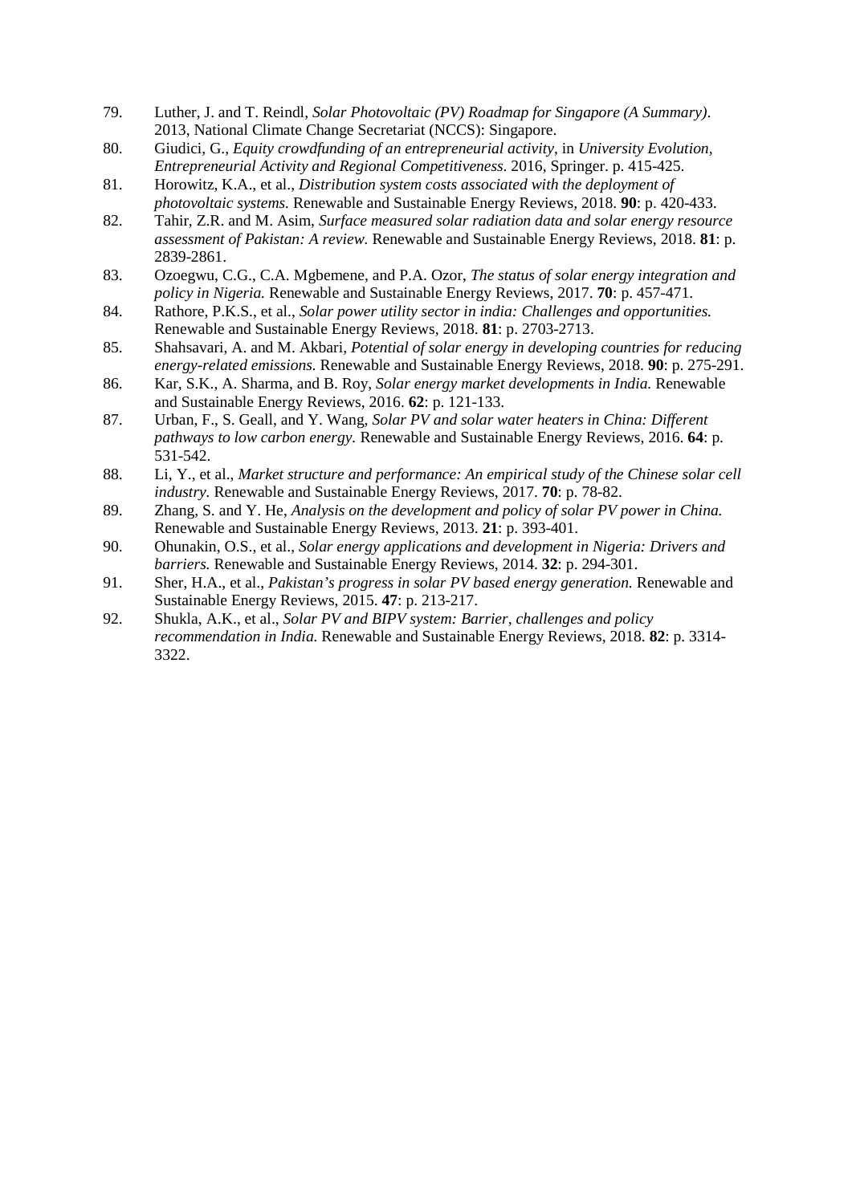79. Luther, J. and T. Reindl, *Solar Photovoltaic (PV) Roadmap for Singapore (A Summary)*. 2013, National Climate Change Secretariat (NCCS): Singapore.
80. Giudici, G., *Equity crowdfunding of an entrepreneurial activity*, in *University Evolution, Entrepreneurial Activity and Regional Competitiveness*. 2016, Springer. p. 415-425.
81. Horowitz, K.A., et al., *Distribution system costs associated with the deployment of photovoltaic systems.* Renewable and Sustainable Energy Reviews, 2018. **90**: p. 420-433.
82. Tahir, Z.R. and M. Asim, *Surface measured solar radiation data and solar energy resource assessment of Pakistan: A review.* Renewable and Sustainable Energy Reviews, 2018. **81**: p. 2839-2861.
83. Ozoegwu, C.G., C.A. Mgbemene, and P.A. Ozor, *The status of solar energy integration and policy in Nigeria.* Renewable and Sustainable Energy Reviews, 2017. **70**: p. 457-471.
84. Rathore, P.K.S., et al., *Solar power utility sector in india: Challenges and opportunities.* Renewable and Sustainable Energy Reviews, 2018. **81**: p. 2703-2713.
85. Shahsavari, A. and M. Akbari, *Potential of solar energy in developing countries for reducing energy-related emissions.* Renewable and Sustainable Energy Reviews, 2018. **90**: p. 275-291.
86. Kar, S.K., A. Sharma, and B. Roy, *Solar energy market developments in India.* Renewable and Sustainable Energy Reviews, 2016. **62**: p. 121-133.
87. Urban, F., S. Geall, and Y. Wang, *Solar PV and solar water heaters in China: Different pathways to low carbon energy.* Renewable and Sustainable Energy Reviews, 2016. **64**: p. 531-542.
88. Li, Y., et al., *Market structure and performance: An empirical study of the Chinese solar cell industry.* Renewable and Sustainable Energy Reviews, 2017. **70**: p. 78-82.
89. Zhang, S. and Y. He, *Analysis on the development and policy of solar PV power in China.* Renewable and Sustainable Energy Reviews, 2013. **21**: p. 393-401.
90. Ohunakin, O.S., et al., *Solar energy applications and development in Nigeria: Drivers and barriers.* Renewable and Sustainable Energy Reviews, 2014. **32**: p. 294-301.
91. Sher, H.A., et al., *Pakistan's progress in solar PV based energy generation.* Renewable and Sustainable Energy Reviews, 2015. **47**: p. 213-217.
92. Shukla, A.K., et al., *Solar PV and BIPV system: Barrier, challenges and policy recommendation in India.* Renewable and Sustainable Energy Reviews, 2018. **82**: p. 3314-3322.